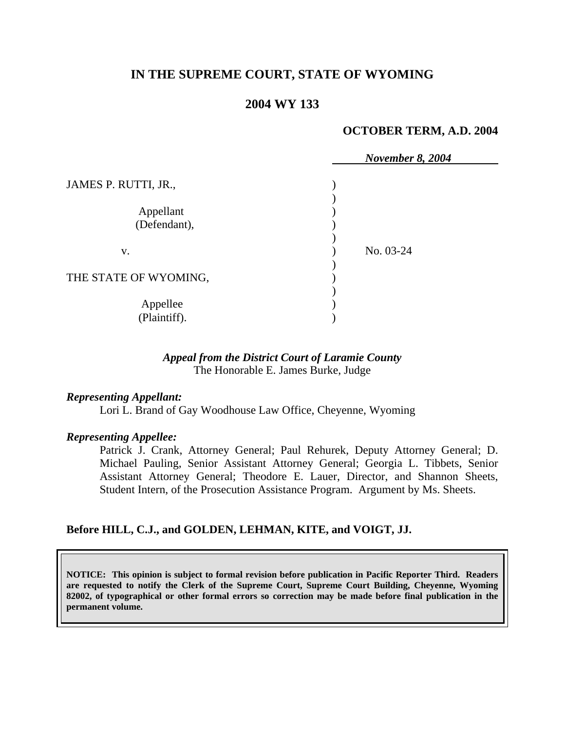# IN THE SUPREME COURT, STATE OF WYOMING

## 2004 WY 133

**OCTOBER TERM, A.D. 2004**

*November 8, 2004*

JAMES P. RUTTI, JR.,

Appellant (Defendant),

v.

THE STATE OF WYOMING,

Appellee (Plaintiff).

No. 03-24

*Appeal from the District Court of Laramie County*
The Honorable E. James Burke, Judge

***Representing Appellant:***

Lori L. Brand of Gay Woodhouse Law Office, Cheyenne, Wyoming

***Representing Appellee:***

Patrick J. Crank, Attorney General; Paul Rehurek, Deputy Attorney General; D. Michael Pauling, Senior Assistant Attorney General; Georgia L. Tibbets, Senior Assistant Attorney General; Theodore E. Lauer, Director, and Shannon Sheets, Student Intern, of the Prosecution Assistance Program. Argument by Ms. Sheets.

**Before HILL, C.J., and GOLDEN, LEHMAN, KITE, and VOIGT, JJ.**

**NOTICE: This opinion is subject to formal revision before publication in Pacific Reporter Third. Readers are requested to notify the Clerk of the Supreme Court, Supreme Court Building, Cheyenne, Wyoming 82002, of typographical or other formal errors so correction may be made before final publication in the permanent volume.**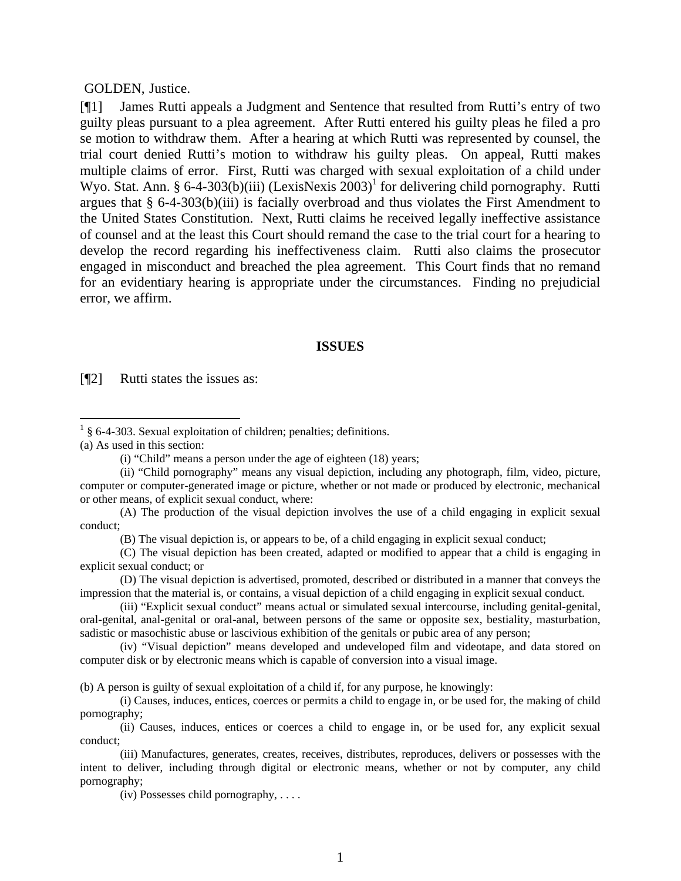GOLDEN, Justice.

[¶1] James Rutti appeals a Judgment and Sentence that resulted from Rutti's entry of two guilty pleas pursuant to a plea agreement. After Rutti entered his guilty pleas he filed a pro se motion to withdraw them. After a hearing at which Rutti was represented by counsel, the trial court denied Rutti's motion to withdraw his guilty pleas. On appeal, Rutti makes multiple claims of error. First, Rutti was charged with sexual exploitation of a child under Wyo. Stat. Ann. § 6-4-303(b)(iii) (LexisNexis 2003)[1] for delivering child pornography. Rutti argues that § 6-4-303(b)(iii) is facially overbroad and thus violates the First Amendment to the United States Constitution. Next, Rutti claims he received legally ineffective assistance of counsel and at the least this Court should remand the case to the trial court for a hearing to develop the record regarding his ineffectiveness claim. Rutti also claims the prosecutor engaged in misconduct and breached the plea agreement. This Court finds that no remand for an evidentiary hearing is appropriate under the circumstances. Finding no prejudicial error, we affirm.

## ISSUES

[¶2] Rutti states the issues as:

---

[1] § 6-4-303. Sexual exploitation of children; penalties; definitions.

(a) As used in this section:

(i) "Child" means a person under the age of eighteen (18) years;

(ii) "Child pornography" means any visual depiction, including any photograph, film, video, picture, computer or computer-generated image or picture, whether or not made or produced by electronic, mechanical or other means, of explicit sexual conduct, where:

(A) The production of the visual depiction involves the use of a child engaging in explicit sexual conduct;

(B) The visual depiction is, or appears to be, of a child engaging in explicit sexual conduct;

(C) The visual depiction has been created, adapted or modified to appear that a child is engaging in explicit sexual conduct; or

(D) The visual depiction is advertised, promoted, described or distributed in a manner that conveys the impression that the material is, or contains, a visual depiction of a child engaging in explicit sexual conduct.

(iii) "Explicit sexual conduct" means actual or simulated sexual intercourse, including genital-genital, oral-genital, anal-genital or oral-anal, between persons of the same or opposite sex, bestiality, masturbation, sadistic or masochistic abuse or lascivious exhibition of the genitals or pubic area of any person;

(iv) "Visual depiction" means developed and undeveloped film and videotape, and data stored on computer disk or by electronic means which is capable of conversion into a visual image.

(b) A person is guilty of sexual exploitation of a child if, for any purpose, he knowingly:

(i) Causes, induces, entices, coerces or permits a child to engage in, or be used for, the making of child pornography;

(ii) Causes, induces, entices or coerces a child to engage in, or be used for, any explicit sexual conduct;

(iii) Manufactures, generates, creates, receives, distributes, reproduces, delivers or possesses with the intent to deliver, including through digital or electronic means, whether or not by computer, any child pornography;

(iv) Possesses child pornography, . . . .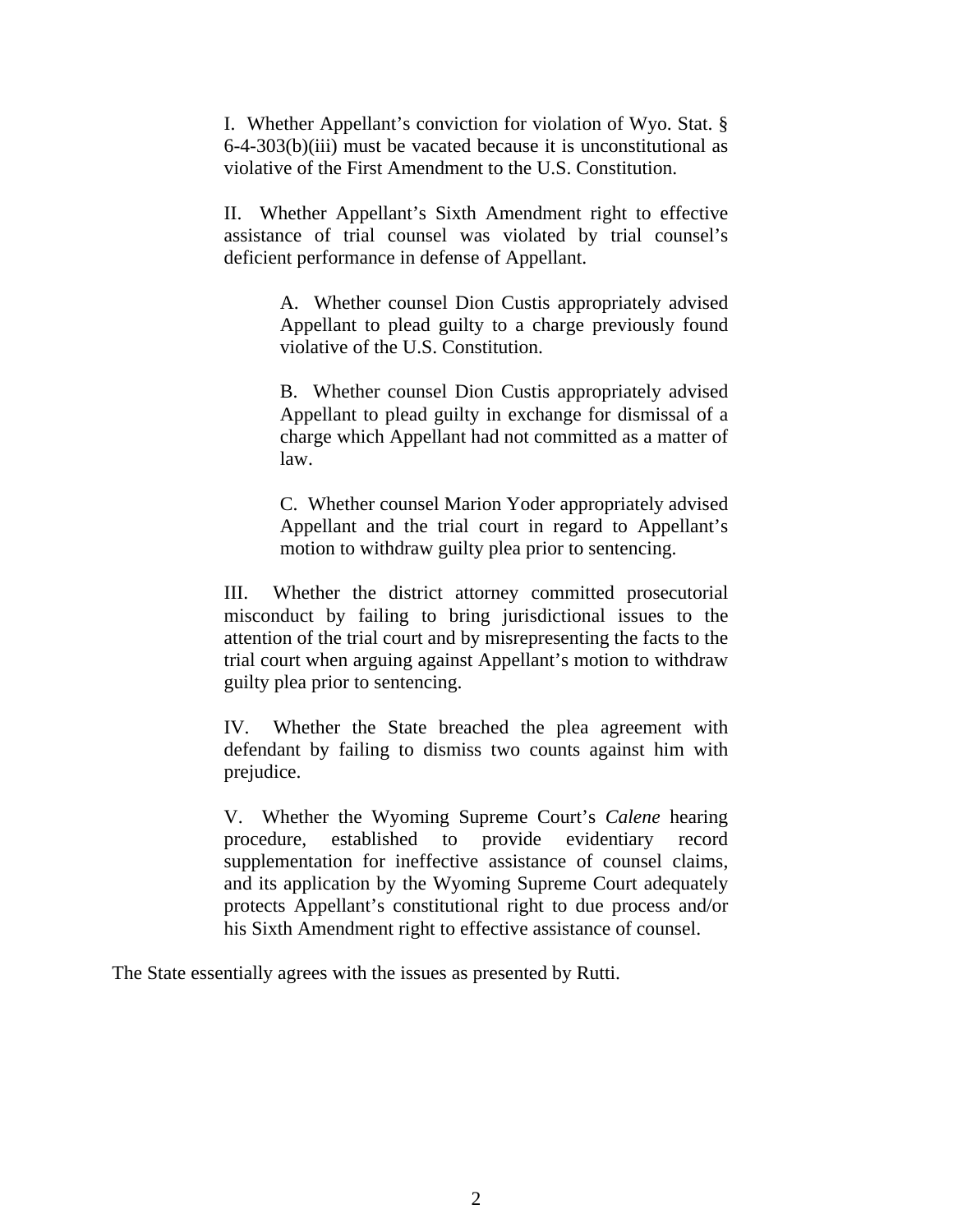I. Whether Appellant's conviction for violation of Wyo. Stat. § 6-4-303(b)(iii) must be vacated because it is unconstitutional as violative of the First Amendment to the U.S. Constitution.

II. Whether Appellant's Sixth Amendment right to effective assistance of trial counsel was violated by trial counsel's deficient performance in defense of Appellant.

> A. Whether counsel Dion Custis appropriately advised Appellant to plead guilty to a charge previously found violative of the U.S. Constitution.
>
> B. Whether counsel Dion Custis appropriately advised Appellant to plead guilty in exchange for dismissal of a charge which Appellant had not committed as a matter of law.
>
> C. Whether counsel Marion Yoder appropriately advised Appellant and the trial court in regard to Appellant's motion to withdraw guilty plea prior to sentencing.

III. Whether the district attorney committed prosecutorial misconduct by failing to bring jurisdictional issues to the attention of the trial court and by misrepresenting the facts to the trial court when arguing against Appellant's motion to withdraw guilty plea prior to sentencing.

IV. Whether the State breached the plea agreement with defendant by failing to dismiss two counts against him with prejudice.

V. Whether the Wyoming Supreme Court's *Calene* hearing procedure, established to provide evidentiary record supplementation for ineffective assistance of counsel claims, and its application by the Wyoming Supreme Court adequately protects Appellant's constitutional right to due process and/or his Sixth Amendment right to effective assistance of counsel.

The State essentially agrees with the issues as presented by Rutti.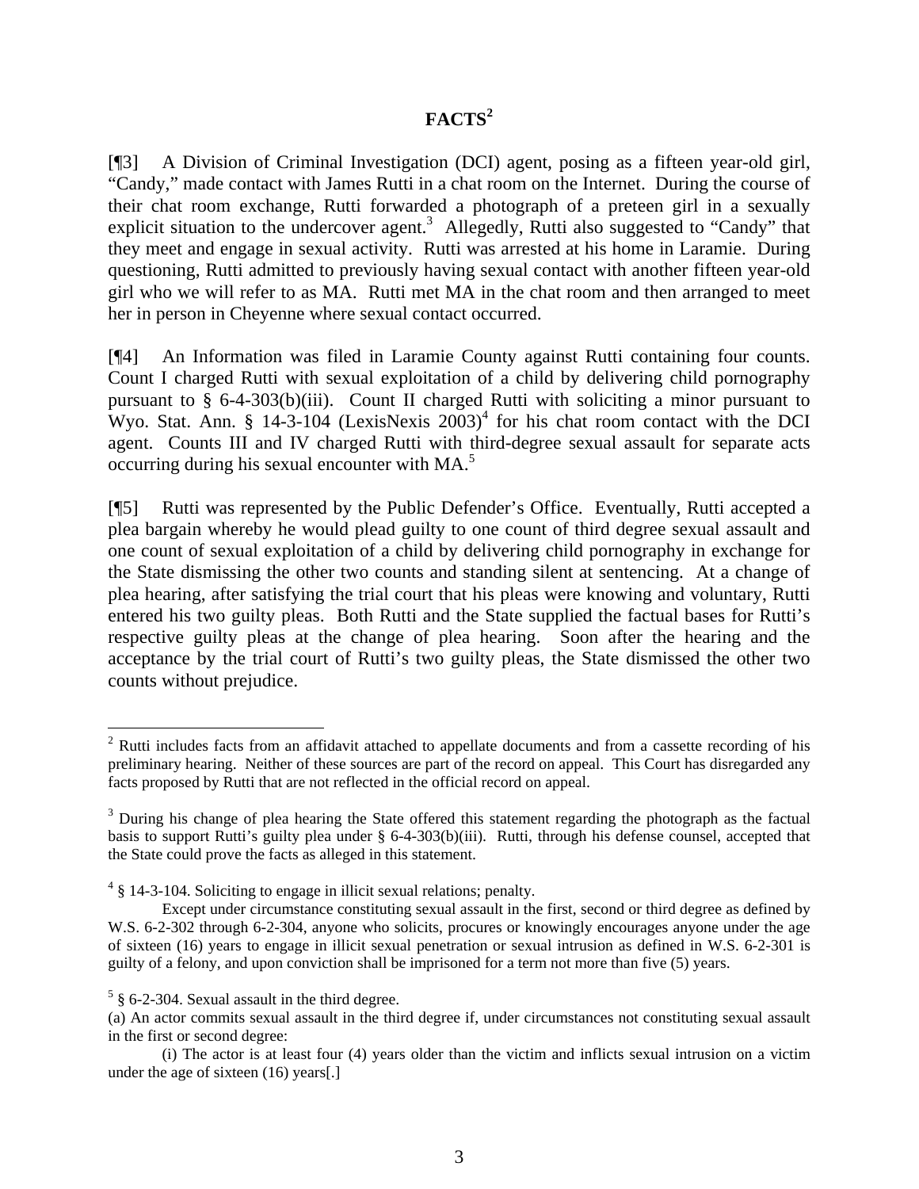# FACTS[2]

[¶3] A Division of Criminal Investigation (DCI) agent, posing as a fifteen year-old girl, "Candy," made contact with James Rutti in a chat room on the Internet. During the course of their chat room exchange, Rutti forwarded a photograph of a preteen girl in a sexually explicit situation to the undercover agent.[3] Allegedly, Rutti also suggested to "Candy" that they meet and engage in sexual activity. Rutti was arrested at his home in Laramie. During questioning, Rutti admitted to previously having sexual contact with another fifteen year-old girl who we will refer to as MA. Rutti met MA in the chat room and then arranged to meet her in person in Cheyenne where sexual contact occurred.

[¶4] An Information was filed in Laramie County against Rutti containing four counts. Count I charged Rutti with sexual exploitation of a child by delivering child pornography pursuant to § 6-4-303(b)(iii). Count II charged Rutti with soliciting a minor pursuant to Wyo. Stat. Ann. § 14-3-104 (LexisNexis 2003)[4] for his chat room contact with the DCI agent. Counts III and IV charged Rutti with third-degree sexual assault for separate acts occurring during his sexual encounter with MA.[5]

[¶5] Rutti was represented by the Public Defender's Office. Eventually, Rutti accepted a plea bargain whereby he would plead guilty to one count of third degree sexual assault and one count of sexual exploitation of a child by delivering child pornography in exchange for the State dismissing the other two counts and standing silent at sentencing. At a change of plea hearing, after satisfying the trial court that his pleas were knowing and voluntary, Rutti entered his two guilty pleas. Both Rutti and the State supplied the factual bases for Rutti's respective guilty pleas at the change of plea hearing. Soon after the hearing and the acceptance by the trial court of Rutti's two guilty pleas, the State dismissed the other two counts without prejudice.

---

[2] Rutti includes facts from an affidavit attached to appellate documents and from a cassette recording of his preliminary hearing. Neither of these sources are part of the record on appeal. This Court has disregarded any facts proposed by Rutti that are not reflected in the official record on appeal.

[3] During his change of plea hearing the State offered this statement regarding the photograph as the factual basis to support Rutti's guilty plea under § 6-4-303(b)(iii). Rutti, through his defense counsel, accepted that the State could prove the facts as alleged in this statement.

[4] § 14-3-104. Soliciting to engage in illicit sexual relations; penalty.

Except under circumstance constituting sexual assault in the first, second or third degree as defined by W.S. 6-2-302 through 6-2-304, anyone who solicits, procures or knowingly encourages anyone under the age of sixteen (16) years to engage in illicit sexual penetration or sexual intrusion as defined in W.S. 6-2-301 is guilty of a felony, and upon conviction shall be imprisoned for a term not more than five (5) years.

[5] § 6-2-304. Sexual assault in the third degree.

(a) An actor commits sexual assault in the third degree if, under circumstances not constituting sexual assault in the first or second degree:

(i) The actor is at least four (4) years older than the victim and inflicts sexual intrusion on a victim under the age of sixteen (16) years[.]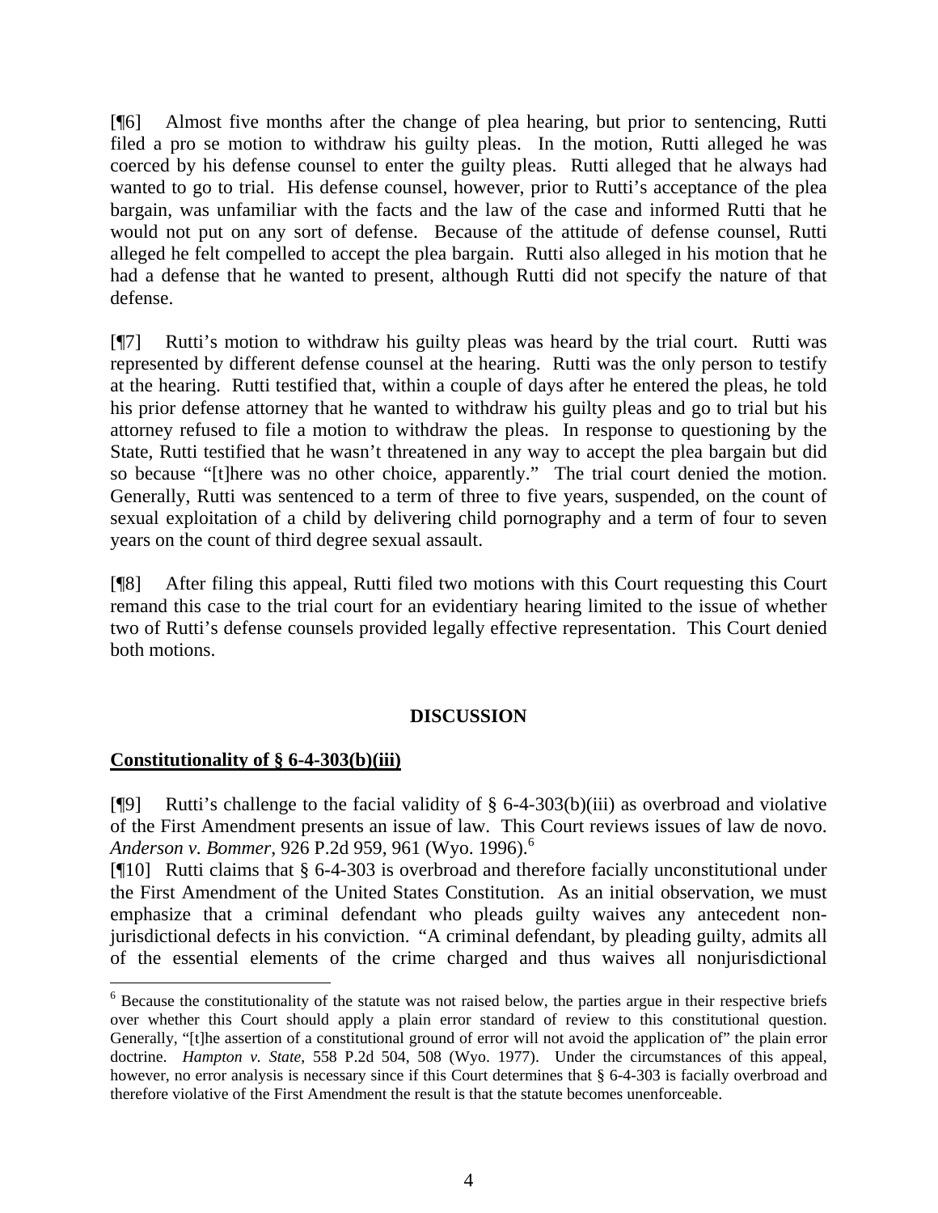[¶6] Almost five months after the change of plea hearing, but prior to sentencing, Rutti filed a pro se motion to withdraw his guilty pleas. In the motion, Rutti alleged he was coerced by his defense counsel to enter the guilty pleas. Rutti alleged that he always had wanted to go to trial. His defense counsel, however, prior to Rutti's acceptance of the plea bargain, was unfamiliar with the facts and the law of the case and informed Rutti that he would not put on any sort of defense. Because of the attitude of defense counsel, Rutti alleged he felt compelled to accept the plea bargain. Rutti also alleged in his motion that he had a defense that he wanted to present, although Rutti did not specify the nature of that defense.

[¶7] Rutti's motion to withdraw his guilty pleas was heard by the trial court. Rutti was represented by different defense counsel at the hearing. Rutti was the only person to testify at the hearing. Rutti testified that, within a couple of days after he entered the pleas, he told his prior defense attorney that he wanted to withdraw his guilty pleas and go to trial but his attorney refused to file a motion to withdraw the pleas. In response to questioning by the State, Rutti testified that he wasn't threatened in any way to accept the plea bargain but did so because "[t]here was no other choice, apparently." The trial court denied the motion. Generally, Rutti was sentenced to a term of three to five years, suspended, on the count of sexual exploitation of a child by delivering child pornography and a term of four to seven years on the count of third degree sexual assault.

[¶8] After filing this appeal, Rutti filed two motions with this Court requesting this Court remand this case to the trial court for an evidentiary hearing limited to the issue of whether two of Rutti's defense counsels provided legally effective representation. This Court denied both motions.

## DISCUSSION

### Constitutionality of § 6-4-303(b)(iii)

[¶9] Rutti's challenge to the facial validity of § 6-4-303(b)(iii) as overbroad and violative of the First Amendment presents an issue of law. This Court reviews issues of law de novo. *Anderson v. Bommer*, 926 P.2d 959, 961 (Wyo. 1996).[6]

[¶10] Rutti claims that § 6-4-303 is overbroad and therefore facially unconstitutional under the First Amendment of the United States Constitution. As an initial observation, we must emphasize that a criminal defendant who pleads guilty waives any antecedent non-jurisdictional defects in his conviction. "A criminal defendant, by pleading guilty, admits all of the essential elements of the crime charged and thus waives all nonjurisdictional

[6] Because the constitutionality of the statute was not raised below, the parties argue in their respective briefs over whether this Court should apply a plain error standard of review to this constitutional question. Generally, "[t]he assertion of a constitutional ground of error will not avoid the application of" the plain error doctrine. *Hampton v. State*, 558 P.2d 504, 508 (Wyo. 1977). Under the circumstances of this appeal, however, no error analysis is necessary since if this Court determines that § 6-4-303 is facially overbroad and therefore violative of the First Amendment the result is that the statute becomes unenforceable.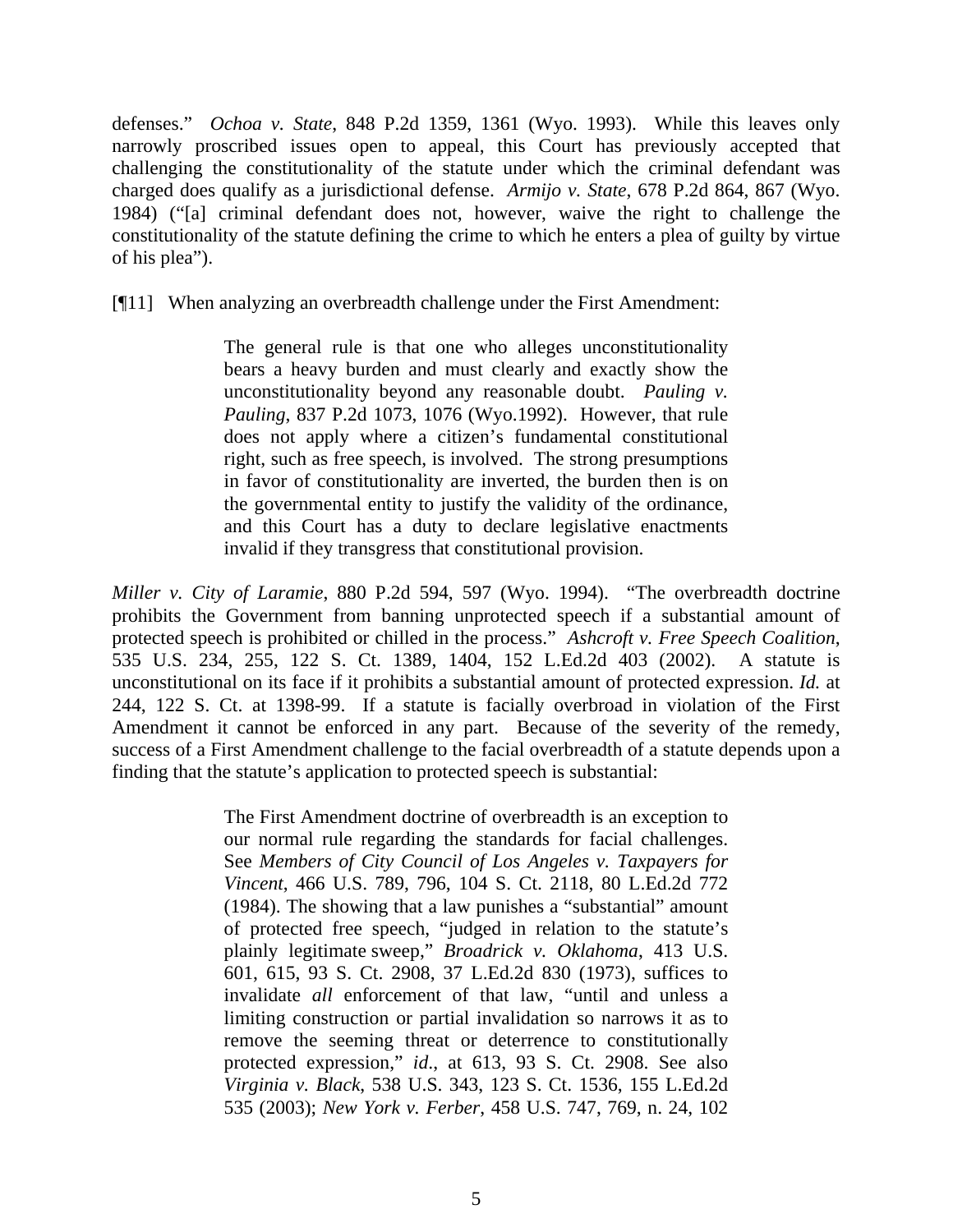defenses." *Ochoa v. State*, 848 P.2d 1359, 1361 (Wyo. 1993). While this leaves only narrowly proscribed issues open to appeal, this Court has previously accepted that challenging the constitutionality of the statute under which the criminal defendant was charged does qualify as a jurisdictional defense. *Armijo v. State*, 678 P.2d 864, 867 (Wyo. 1984) ("[a] criminal defendant does not, however, waive the right to challenge the constitutionality of the statute defining the crime to which he enters a plea of guilty by virtue of his plea").

[¶11] When analyzing an overbreadth challenge under the First Amendment:

> The general rule is that one who alleges unconstitutionality bears a heavy burden and must clearly and exactly show the unconstitutionality beyond any reasonable doubt. *Pauling v. Pauling*, 837 P.2d 1073, 1076 (Wyo.1992). However, that rule does not apply where a citizen's fundamental constitutional right, such as free speech, is involved. The strong presumptions in favor of constitutionality are inverted, the burden then is on the governmental entity to justify the validity of the ordinance, and this Court has a duty to declare legislative enactments invalid if they transgress that constitutional provision.

*Miller v. City of Laramie*, 880 P.2d 594, 597 (Wyo. 1994). "The overbreadth doctrine prohibits the Government from banning unprotected speech if a substantial amount of protected speech is prohibited or chilled in the process." *Ashcroft v. Free Speech Coalition*, 535 U.S. 234, 255, 122 S. Ct. 1389, 1404, 152 L.Ed.2d 403 (2002). A statute is unconstitutional on its face if it prohibits a substantial amount of protected expression. *Id.* at 244, 122 S. Ct. at 1398-99. If a statute is facially overbroad in violation of the First Amendment it cannot be enforced in any part. Because of the severity of the remedy, success of a First Amendment challenge to the facial overbreadth of a statute depends upon a finding that the statute's application to protected speech is substantial:

> The First Amendment doctrine of overbreadth is an exception to our normal rule regarding the standards for facial challenges. See *Members of City Council of Los Angeles v. Taxpayers for Vincent*, 466 U.S. 789, 796, 104 S. Ct. 2118, 80 L.Ed.2d 772 (1984). The showing that a law punishes a "substantial" amount of protected free speech, "judged in relation to the statute's plainly legitimate sweep," *Broadrick v. Oklahoma*, 413 U.S. 601, 615, 93 S. Ct. 2908, 37 L.Ed.2d 830 (1973), suffices to invalidate *all* enforcement of that law, "until and unless a limiting construction or partial invalidation so narrows it as to remove the seeming threat or deterrence to constitutionally protected expression," *id*., at 613, 93 S. Ct. 2908. See also *Virginia v. Black*, 538 U.S. 343, 123 S. Ct. 1536, 155 L.Ed.2d 535 (2003); *New York v. Ferber*, 458 U.S. 747, 769, n. 24, 102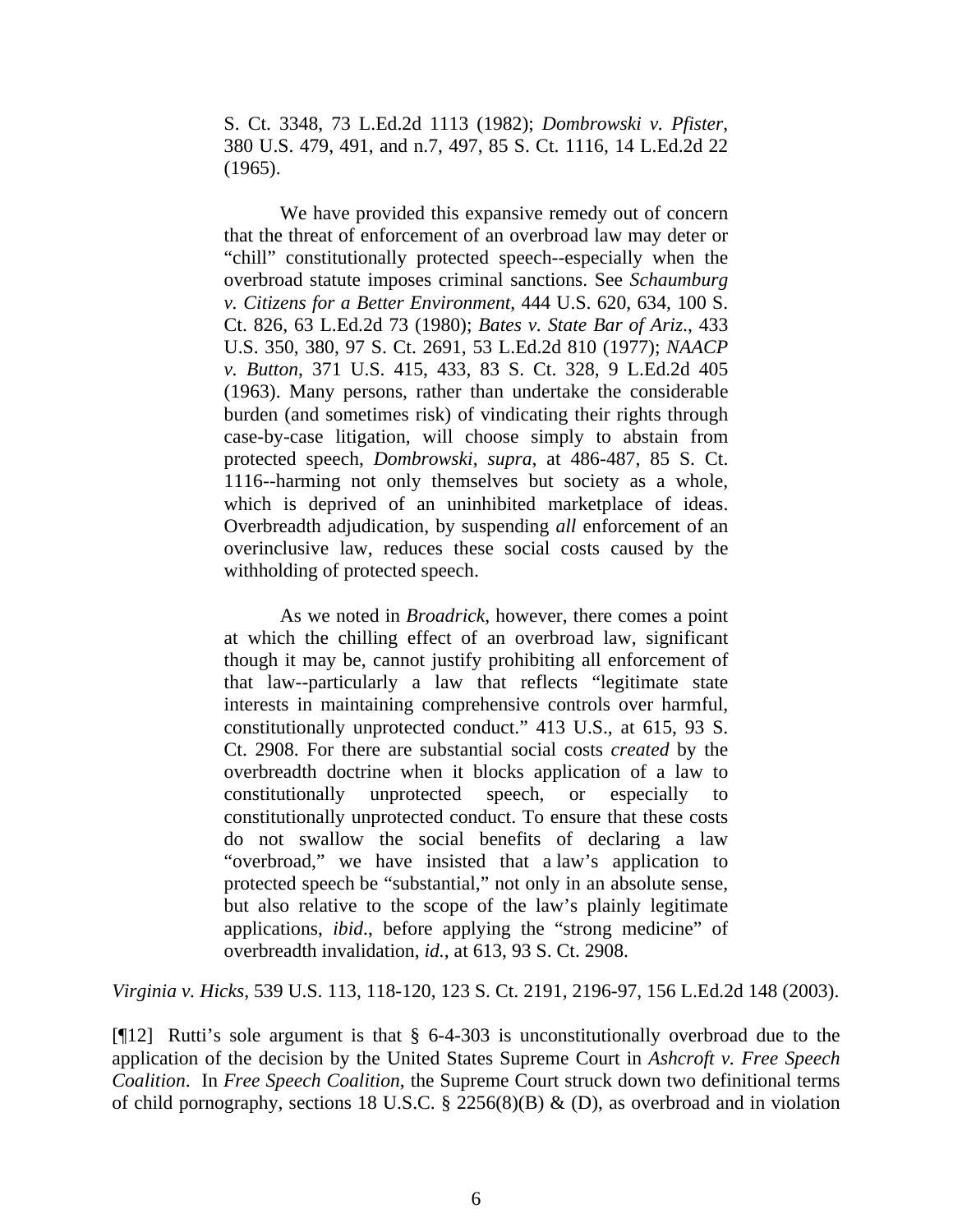> S. Ct. 3348, 73 L.Ed.2d 1113 (1982); *Dombrowski v. Pfister*, 380 U.S. 479, 491, and n.7, 497, 85 S. Ct. 1116, 14 L.Ed.2d 22 (1965).
>
> We have provided this expansive remedy out of concern that the threat of enforcement of an overbroad law may deter or "chill" constitutionally protected speech--especially when the overbroad statute imposes criminal sanctions. See *Schaumburg v. Citizens for a Better Environment*, 444 U.S. 620, 634, 100 S. Ct. 826, 63 L.Ed.2d 73 (1980); *Bates v. State Bar of Ariz*., 433 U.S. 350, 380, 97 S. Ct. 2691, 53 L.Ed.2d 810 (1977); *NAACP v. Button*, 371 U.S. 415, 433, 83 S. Ct. 328, 9 L.Ed.2d 405 (1963). Many persons, rather than undertake the considerable burden (and sometimes risk) of vindicating their rights through case-by-case litigation, will choose simply to abstain from protected speech, *Dombrowski*, *supra*, at 486-487, 85 S. Ct. 1116--harming not only themselves but society as a whole, which is deprived of an uninhibited marketplace of ideas. Overbreadth adjudication, by suspending *all* enforcement of an overinclusive law, reduces these social costs caused by the withholding of protected speech.
>
> As we noted in *Broadrick*, however, there comes a point at which the chilling effect of an overbroad law, significant though it may be, cannot justify prohibiting all enforcement of that law--particularly a law that reflects "legitimate state interests in maintaining comprehensive controls over harmful, constitutionally unprotected conduct." 413 U.S., at 615, 93 S. Ct. 2908. For there are substantial social costs *created* by the overbreadth doctrine when it blocks application of a law to constitutionally unprotected speech, or especially to constitutionally unprotected conduct. To ensure that these costs do not swallow the social benefits of declaring a law "overbroad," we have insisted that a law's application to protected speech be "substantial," not only in an absolute sense, but also relative to the scope of the law's plainly legitimate applications, *ibid*., before applying the "strong medicine" of overbreadth invalidation, *id.*, at 613, 93 S. Ct. 2908.

*Virginia v. Hicks*, 539 U.S. 113, 118-120, 123 S. Ct. 2191, 2196-97, 156 L.Ed.2d 148 (2003).

[¶12] Rutti's sole argument is that § 6-4-303 is unconstitutionally overbroad due to the application of the decision by the United States Supreme Court in *Ashcroft v. Free Speech Coalition*. In *Free Speech Coalition*, the Supreme Court struck down two definitional terms of child pornography, sections 18 U.S.C. § 2256(8)(B) & (D), as overbroad and in violation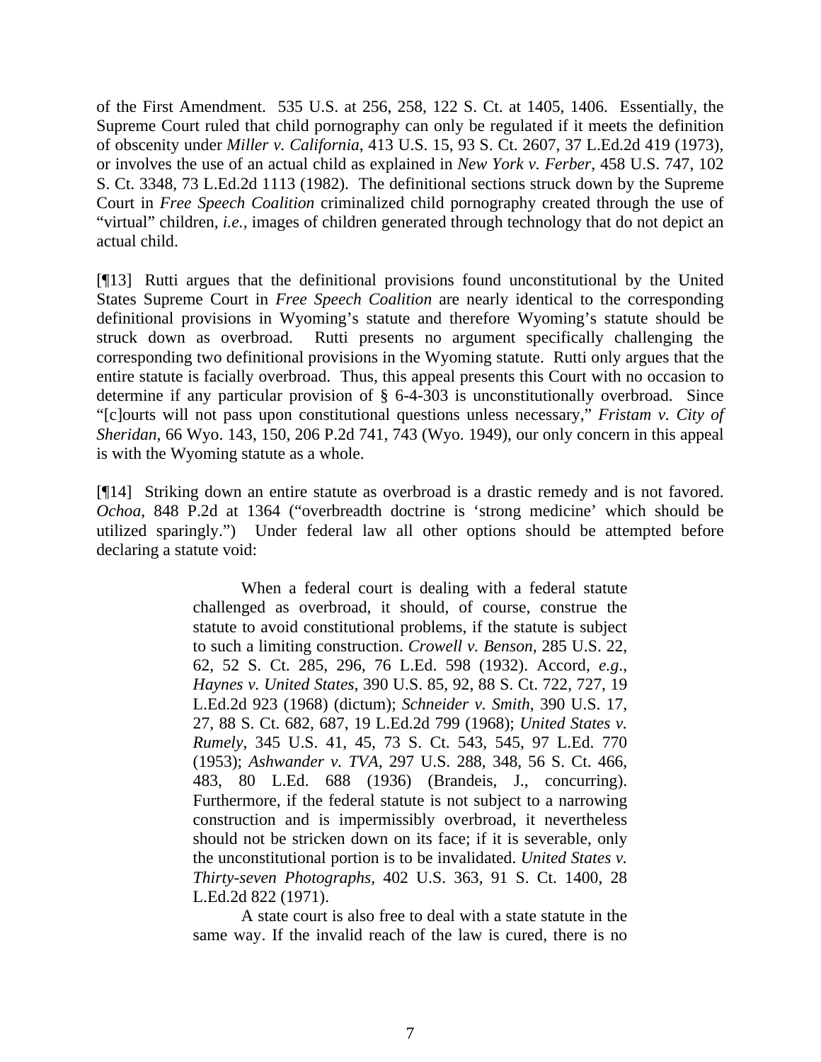of the First Amendment. 535 U.S. at 256, 258, 122 S. Ct. at 1405, 1406. Essentially, the Supreme Court ruled that child pornography can only be regulated if it meets the definition of obscenity under *Miller v. California*, 413 U.S. 15, 93 S. Ct. 2607, 37 L.Ed.2d 419 (1973), or involves the use of an actual child as explained in *New York v. Ferber*, 458 U.S. 747, 102 S. Ct. 3348, 73 L.Ed.2d 1113 (1982). The definitional sections struck down by the Supreme Court in *Free Speech Coalition* criminalized child pornography created through the use of "virtual" children, *i.e.,* images of children generated through technology that do not depict an actual child.

[¶13] Rutti argues that the definitional provisions found unconstitutional by the United States Supreme Court in *Free Speech Coalition* are nearly identical to the corresponding definitional provisions in Wyoming's statute and therefore Wyoming's statute should be struck down as overbroad. Rutti presents no argument specifically challenging the corresponding two definitional provisions in the Wyoming statute. Rutti only argues that the entire statute is facially overbroad. Thus, this appeal presents this Court with no occasion to determine if any particular provision of § 6-4-303 is unconstitutionally overbroad. Since "[c]ourts will not pass upon constitutional questions unless necessary," *Fristam v. City of Sheridan*, 66 Wyo. 143, 150, 206 P.2d 741, 743 (Wyo. 1949), our only concern in this appeal is with the Wyoming statute as a whole.

[¶14] Striking down an entire statute as overbroad is a drastic remedy and is not favored. *Ochoa*, 848 P.2d at 1364 ("overbreadth doctrine is 'strong medicine' which should be utilized sparingly.") Under federal law all other options should be attempted before declaring a statute void:

> When a federal court is dealing with a federal statute challenged as overbroad, it should, of course, construe the statute to avoid constitutional problems, if the statute is subject to such a limiting construction. *Crowell v. Benson*, 285 U.S. 22, 62, 52 S. Ct. 285, 296, 76 L.Ed. 598 (1932). Accord, *e.g.*, *Haynes v. United States*, 390 U.S. 85, 92, 88 S. Ct. 722, 727, 19 L.Ed.2d 923 (1968) (dictum); *Schneider v. Smith*, 390 U.S. 17, 27, 88 S. Ct. 682, 687, 19 L.Ed.2d 799 (1968); *United States v. Rumely*, 345 U.S. 41, 45, 73 S. Ct. 543, 545, 97 L.Ed. 770 (1953); *Ashwander v. TVA*, 297 U.S. 288, 348, 56 S. Ct. 466, 483, 80 L.Ed. 688 (1936) (Brandeis, J., concurring). Furthermore, if the federal statute is not subject to a narrowing construction and is impermissibly overbroad, it nevertheless should not be stricken down on its face; if it is severable, only the unconstitutional portion is to be invalidated. *United States v. Thirty-seven Photographs*, 402 U.S. 363, 91 S. Ct. 1400, 28 L.Ed.2d 822 (1971).
>
> A state court is also free to deal with a state statute in the same way. If the invalid reach of the law is cured, there is no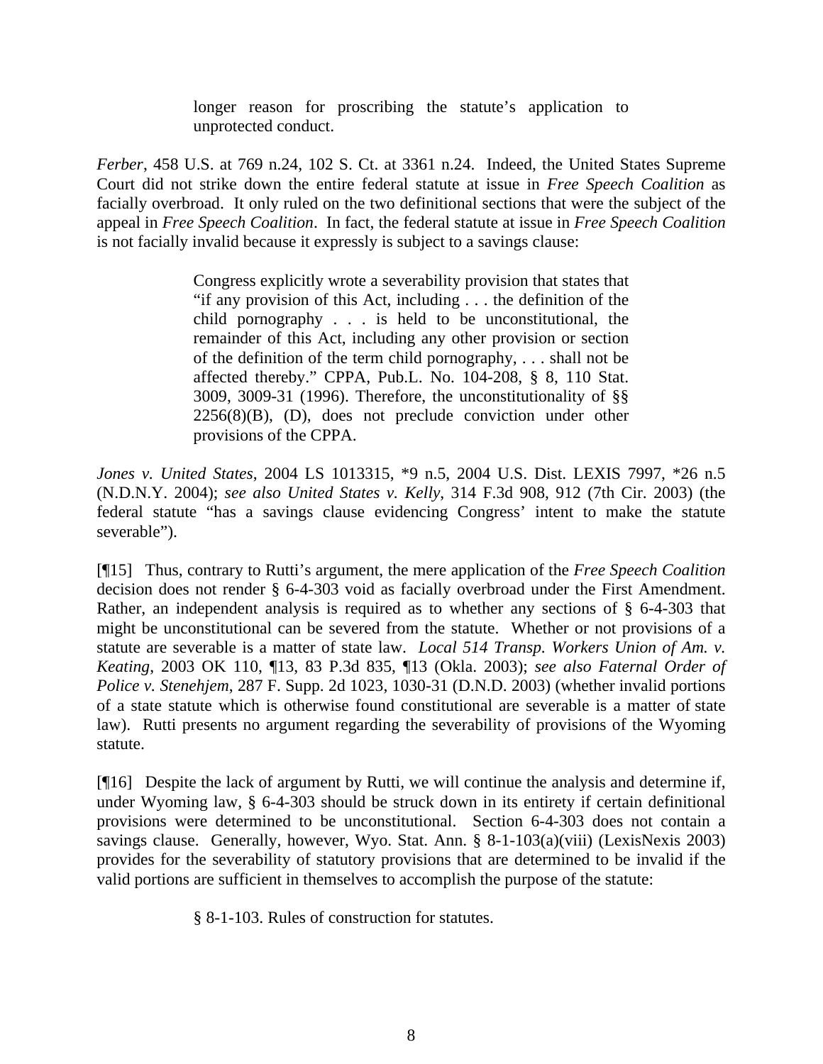> longer reason for proscribing the statute's application to unprotected conduct.

*Ferber*, 458 U.S. at 769 n.24, 102 S. Ct. at 3361 n.24. Indeed, the United States Supreme Court did not strike down the entire federal statute at issue in *Free Speech Coalition* as facially overbroad. It only ruled on the two definitional sections that were the subject of the appeal in *Free Speech Coalition*. In fact, the federal statute at issue in *Free Speech Coalition* is not facially invalid because it expressly is subject to a savings clause:

> Congress explicitly wrote a severability provision that states that "if any provision of this Act, including . . . the definition of the child pornography . . . is held to be unconstitutional, the remainder of this Act, including any other provision or section of the definition of the term child pornography, . . . shall not be affected thereby." CPPA, Pub.L. No. 104-208, § 8, 110 Stat. 3009, 3009-31 (1996). Therefore, the unconstitutionality of §§ 2256(8)(B), (D), does not preclude conviction under other provisions of the CPPA.

*Jones v. United States*, 2004 LS 1013315, *9 n.5, 2004 U.S. Dist. LEXIS 7997, *26 n.5 (N.D.N.Y. 2004); *see also United States v. Kelly*, 314 F.3d 908, 912 (7th Cir. 2003) (the federal statute "has a savings clause evidencing Congress' intent to make the statute severable").

[¶15] Thus, contrary to Rutti's argument, the mere application of the *Free Speech Coalition* decision does not render § 6-4-303 void as facially overbroad under the First Amendment. Rather, an independent analysis is required as to whether any sections of § 6-4-303 that might be unconstitutional can be severed from the statute. Whether or not provisions of a statute are severable is a matter of state law. *Local 514 Transp. Workers Union of Am. v. Keating*, 2003 OK 110, ¶13, 83 P.3d 835, ¶13 (Okla. 2003); *see also Faternal Order of Police v. Stenehjem*, 287 F. Supp. 2d 1023, 1030-31 (D.N.D. 2003) (whether invalid portions of a state statute which is otherwise found constitutional are severable is a matter of state law). Rutti presents no argument regarding the severability of provisions of the Wyoming statute.

[¶16] Despite the lack of argument by Rutti, we will continue the analysis and determine if, under Wyoming law, § 6-4-303 should be struck down in its entirety if certain definitional provisions were determined to be unconstitutional. Section 6-4-303 does not contain a savings clause. Generally, however, Wyo. Stat. Ann. § 8-1-103(a)(viii) (LexisNexis 2003) provides for the severability of statutory provisions that are determined to be invalid if the valid portions are sufficient in themselves to accomplish the purpose of the statute:

> § 8-1-103. Rules of construction for statutes.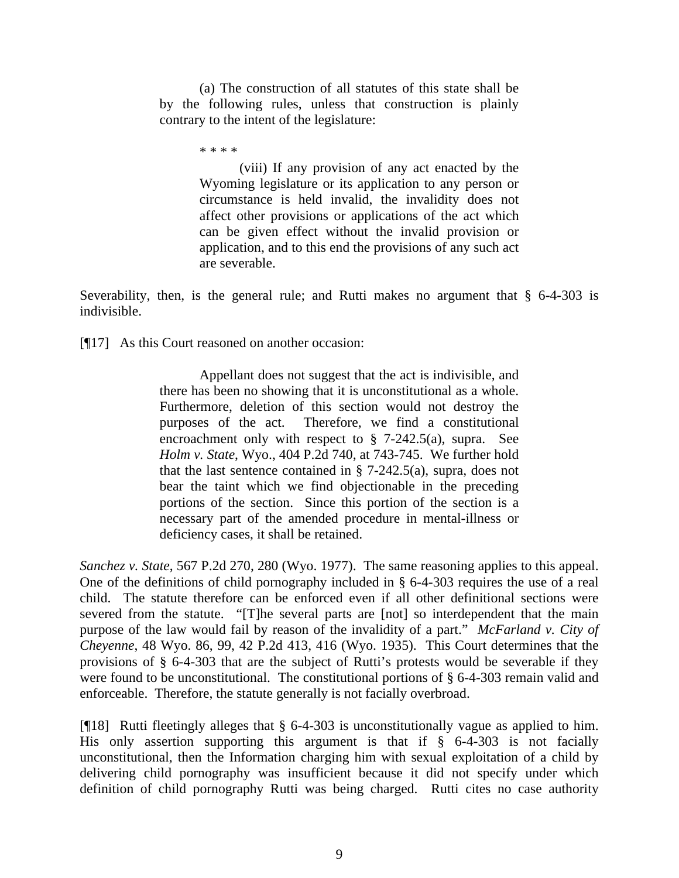> (a) The construction of all statutes of this state shall be by the following rules, unless that construction is plainly contrary to the intent of the legislature:
>
> * * * *
>
>> (viii) If any provision of any act enacted by the Wyoming legislature or its application to any person or circumstance is held invalid, the invalidity does not affect other provisions or applications of the act which can be given effect without the invalid provision or application, and to this end the provisions of any such act are severable.

Severability, then, is the general rule; and Rutti makes no argument that § 6-4-303 is indivisible.

[¶17] As this Court reasoned on another occasion:

> Appellant does not suggest that the act is indivisible, and there has been no showing that it is unconstitutional as a whole. Furthermore, deletion of this section would not destroy the purposes of the act. Therefore, we find a constitutional encroachment only with respect to § 7-242.5(a), supra. See *Holm v. State*, Wyo., 404 P.2d 740, at 743-745. We further hold that the last sentence contained in § 7-242.5(a), supra, does not bear the taint which we find objectionable in the preceding portions of the section. Since this portion of the section is a necessary part of the amended procedure in mental-illness or deficiency cases, it shall be retained.

*Sanchez v. State*, 567 P.2d 270, 280 (Wyo. 1977). The same reasoning applies to this appeal. One of the definitions of child pornography included in § 6-4-303 requires the use of a real child. The statute therefore can be enforced even if all other definitional sections were severed from the statute. "[T]he several parts are [not] so interdependent that the main purpose of the law would fail by reason of the invalidity of a part." *McFarland v. City of Cheyenne*, 48 Wyo. 86, 99, 42 P.2d 413, 416 (Wyo. 1935). This Court determines that the provisions of § 6-4-303 that are the subject of Rutti's protests would be severable if they were found to be unconstitutional. The constitutional portions of § 6-4-303 remain valid and enforceable. Therefore, the statute generally is not facially overbroad.

[¶18] Rutti fleetingly alleges that § 6-4-303 is unconstitutionally vague as applied to him. His only assertion supporting this argument is that if § 6-4-303 is not facially unconstitutional, then the Information charging him with sexual exploitation of a child by delivering child pornography was insufficient because it did not specify under which definition of child pornography Rutti was being charged. Rutti cites no case authority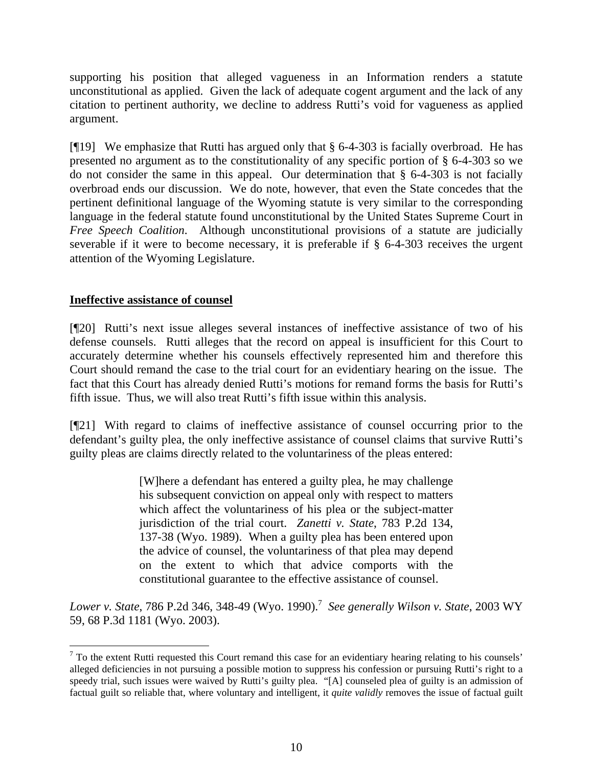supporting his position that alleged vagueness in an Information renders a statute unconstitutional as applied. Given the lack of adequate cogent argument and the lack of any citation to pertinent authority, we decline to address Rutti's void for vagueness as applied argument.

[¶19] We emphasize that Rutti has argued only that § 6-4-303 is facially overbroad. He has presented no argument as to the constitutionality of any specific portion of § 6-4-303 so we do not consider the same in this appeal. Our determination that § 6-4-303 is not facially overbroad ends our discussion. We do note, however, that even the State concedes that the pertinent definitional language of the Wyoming statute is very similar to the corresponding language in the federal statute found unconstitutional by the United States Supreme Court in *Free Speech Coalition*. Although unconstitutional provisions of a statute are judicially severable if it were to become necessary, it is preferable if § 6-4-303 receives the urgent attention of the Wyoming Legislature.

**Ineffective assistance of counsel**

[¶20] Rutti's next issue alleges several instances of ineffective assistance of two of his defense counsels. Rutti alleges that the record on appeal is insufficient for this Court to accurately determine whether his counsels effectively represented him and therefore this Court should remand the case to the trial court for an evidentiary hearing on the issue. The fact that this Court has already denied Rutti's motions for remand forms the basis for Rutti's fifth issue. Thus, we will also treat Rutti's fifth issue within this analysis.

[¶21] With regard to claims of ineffective assistance of counsel occurring prior to the defendant's guilty plea, the only ineffective assistance of counsel claims that survive Rutti's guilty pleas are claims directly related to the voluntariness of the pleas entered:

> [W]here a defendant has entered a guilty plea, he may challenge his subsequent conviction on appeal only with respect to matters which affect the voluntariness of his plea or the subject-matter jurisdiction of the trial court. *Zanetti v. State*, 783 P.2d 134, 137-38 (Wyo. 1989). When a guilty plea has been entered upon the advice of counsel, the voluntariness of that plea may depend on the extent to which that advice comports with the constitutional guarantee to the effective assistance of counsel.

*Lower v. State*, 786 P.2d 346, 348-49 (Wyo. 1990).[7] *See generally Wilson v. State*, 2003 WY 59, 68 P.3d 1181 (Wyo. 2003).

---

[7] To the extent Rutti requested this Court remand this case for an evidentiary hearing relating to his counsels' alleged deficiencies in not pursuing a possible motion to suppress his confession or pursuing Rutti's right to a speedy trial, such issues were waived by Rutti's guilty plea. "[A] counseled plea of guilty is an admission of factual guilt so reliable that, where voluntary and intelligent, it *quite validly* removes the issue of factual guilt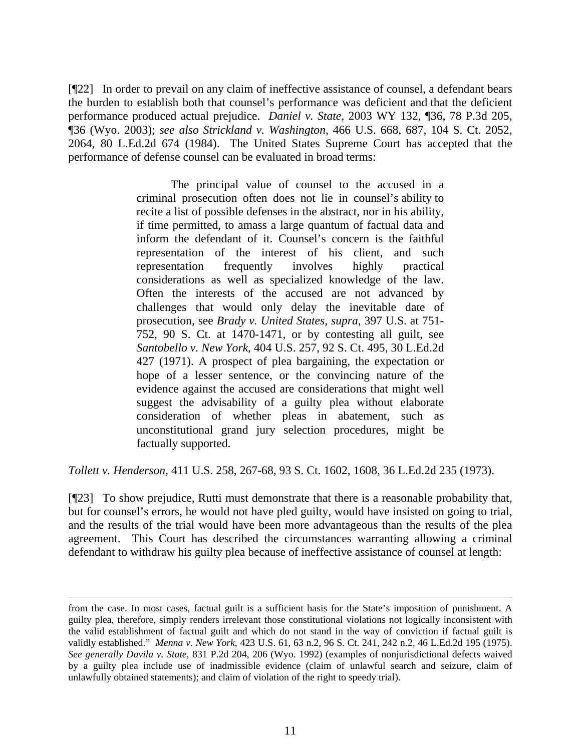[¶22] In order to prevail on any claim of ineffective assistance of counsel, a defendant bears the burden to establish both that counsel's performance was deficient and that the deficient performance produced actual prejudice. *Daniel v. State*, 2003 WY 132, ¶36, 78 P.3d 205, ¶36 (Wyo. 2003); *see also Strickland v. Washington*, 466 U.S. 668, 687, 104 S. Ct. 2052, 2064, 80 L.Ed.2d 674 (1984). The United States Supreme Court has accepted that the performance of defense counsel can be evaluated in broad terms:

> The principal value of counsel to the accused in a criminal prosecution often does not lie in counsel's ability to recite a list of possible defenses in the abstract, nor in his ability, if time permitted, to amass a large quantum of factual data and inform the defendant of it. Counsel's concern is the faithful representation of the interest of his client, and such representation frequently involves highly practical considerations as well as specialized knowledge of the law. Often the interests of the accused are not advanced by challenges that would only delay the inevitable date of prosecution, see *Brady v. United States*, *supra*, 397 U.S. at 751-752, 90 S. Ct. at 1470-1471, or by contesting all guilt, see *Santobello v. New York*, 404 U.S. 257, 92 S. Ct. 495, 30 L.Ed.2d 427 (1971). A prospect of plea bargaining, the expectation or hope of a lesser sentence, or the convincing nature of the evidence against the accused are considerations that might well suggest the advisability of a guilty plea without elaborate consideration of whether pleas in abatement, such as unconstitutional grand jury selection procedures, might be factually supported.

*Tollett v. Henderson*, 411 U.S. 258, 267-68, 93 S. Ct. 1602, 1608, 36 L.Ed.2d 235 (1973).

[¶23] To show prejudice, Rutti must demonstrate that there is a reasonable probability that, but for counsel's errors, he would not have pled guilty, would have insisted on going to trial, and the results of the trial would have been more advantageous than the results of the plea agreement. This Court has described the circumstances warranting allowing a criminal defendant to withdraw his guilty plea because of ineffective assistance of counsel at length:

---

from the case. In most cases, factual guilt is a sufficient basis for the State's imposition of punishment. A guilty plea, therefore, simply renders irrelevant those constitutional violations not logically inconsistent with the valid establishment of factual guilt and which do not stand in the way of conviction if factual guilt is validly established." *Menna v. New York*, 423 U.S. 61, 63 n.2, 96 S. Ct. 241, 242 n.2, 46 L.Ed.2d 195 (1975). *See generally Davila v. State*, 831 P.2d 204, 206 (Wyo. 1992) (examples of nonjurisdictional defects waived by a guilty plea include use of inadmissible evidence (claim of unlawful search and seizure, claim of unlawfully obtained statements); and claim of violation of the right to speedy trial).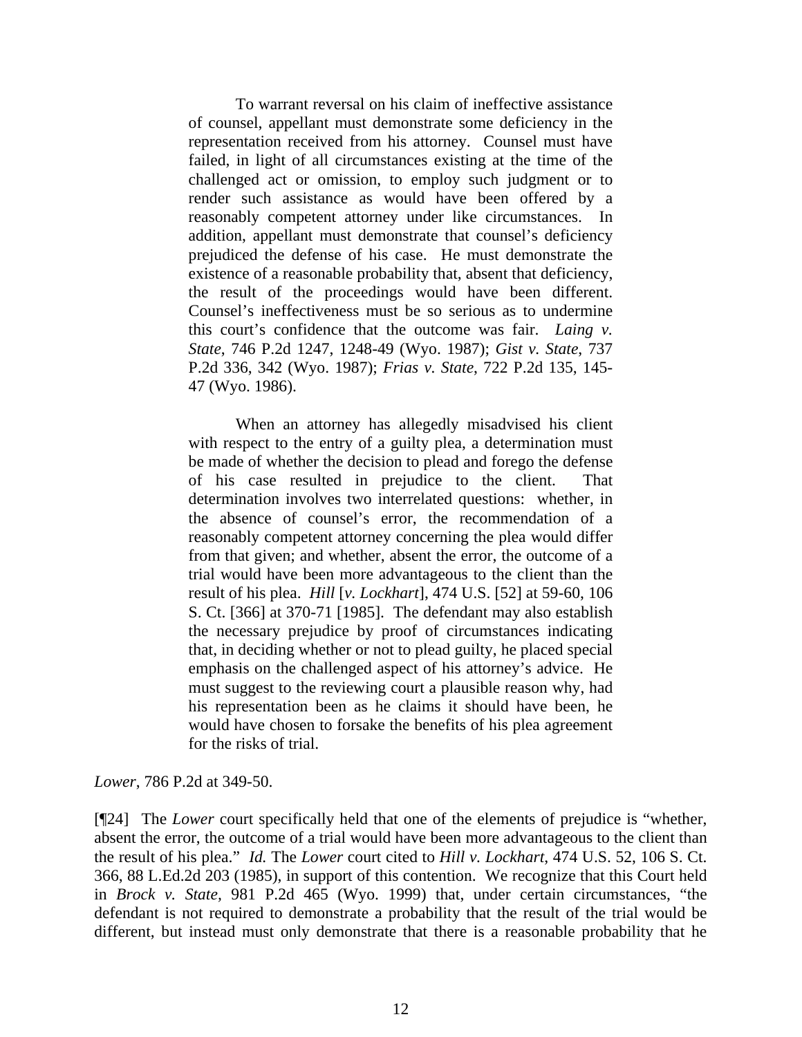> To warrant reversal on his claim of ineffective assistance of counsel, appellant must demonstrate some deficiency in the representation received from his attorney. Counsel must have failed, in light of all circumstances existing at the time of the challenged act or omission, to employ such judgment or to render such assistance as would have been offered by a reasonably competent attorney under like circumstances. In addition, appellant must demonstrate that counsel's deficiency prejudiced the defense of his case. He must demonstrate the existence of a reasonable probability that, absent that deficiency, the result of the proceedings would have been different. Counsel's ineffectiveness must be so serious as to undermine this court's confidence that the outcome was fair. *Laing v. State*, 746 P.2d 1247, 1248-49 (Wyo. 1987); *Gist v. State*, 737 P.2d 336, 342 (Wyo. 1987); *Frias v. State*, 722 P.2d 135, 145-47 (Wyo. 1986).
>
> When an attorney has allegedly misadvised his client with respect to the entry of a guilty plea, a determination must be made of whether the decision to plead and forego the defense of his case resulted in prejudice to the client. That determination involves two interrelated questions: whether, in the absence of counsel's error, the recommendation of a reasonably competent attorney concerning the plea would differ from that given; and whether, absent the error, the outcome of a trial would have been more advantageous to the client than the result of his plea. *Hill* [*v. Lockhart*], 474 U.S. [52] at 59-60, 106 S. Ct. [366] at 370-71 [1985]. The defendant may also establish the necessary prejudice by proof of circumstances indicating that, in deciding whether or not to plead guilty, he placed special emphasis on the challenged aspect of his attorney's advice. He must suggest to the reviewing court a plausible reason why, had his representation been as he claims it should have been, he would have chosen to forsake the benefits of his plea agreement for the risks of trial.

*Lower*, 786 P.2d at 349-50.

[¶24] The *Lower* court specifically held that one of the elements of prejudice is "whether, absent the error, the outcome of a trial would have been more advantageous to the client than the result of his plea." *Id.* The *Lower* court cited to *Hill v. Lockhart*, 474 U.S. 52, 106 S. Ct. 366, 88 L.Ed.2d 203 (1985), in support of this contention. We recognize that this Court held in *Brock v. State*, 981 P.2d 465 (Wyo. 1999) that, under certain circumstances, "the defendant is not required to demonstrate a probability that the result of the trial would be different, but instead must only demonstrate that there is a reasonable probability that he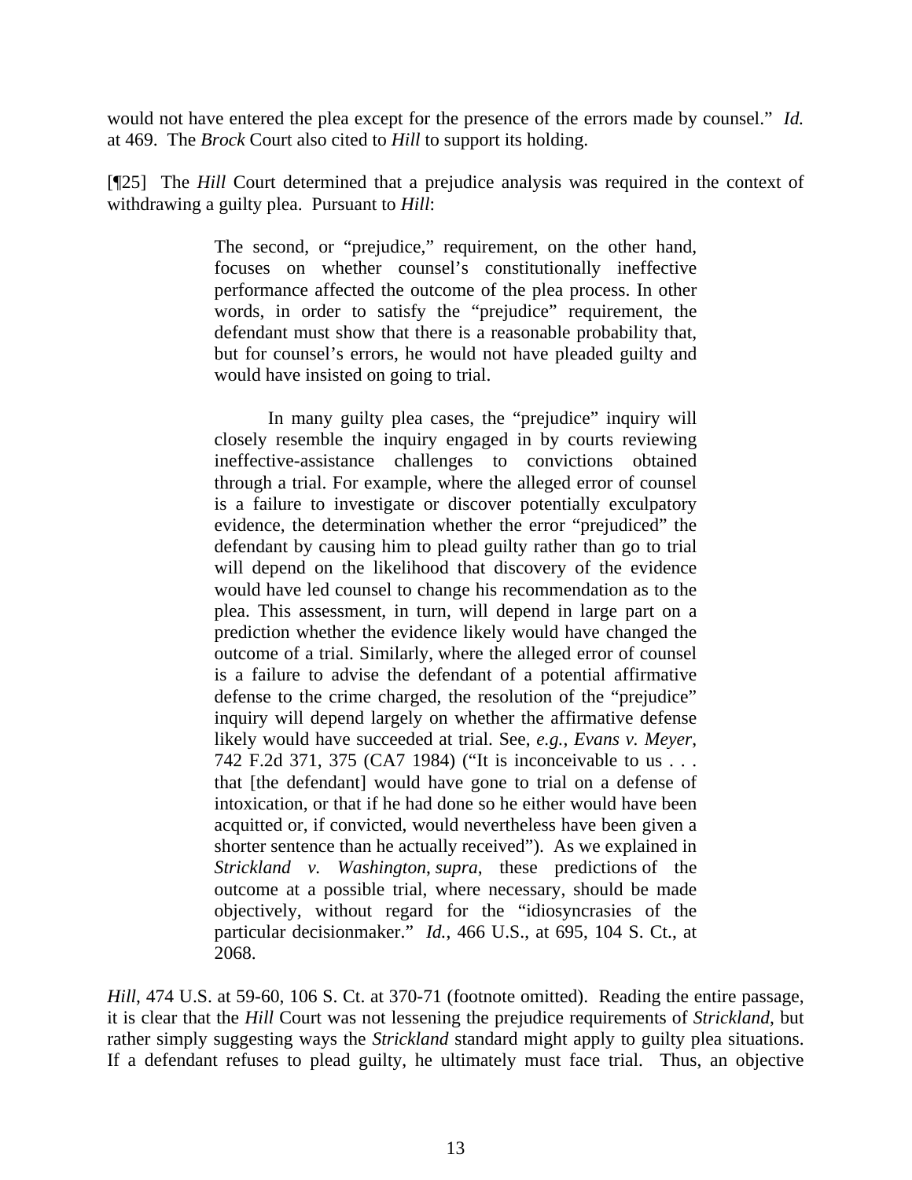would not have entered the plea except for the presence of the errors made by counsel." *Id.* at 469. The *Brock* Court also cited to *Hill* to support its holding.

[¶25] The *Hill* Court determined that a prejudice analysis was required in the context of withdrawing a guilty plea. Pursuant to *Hill*:

> The second, or "prejudice," requirement, on the other hand, focuses on whether counsel's constitutionally ineffective performance affected the outcome of the plea process. In other words, in order to satisfy the "prejudice" requirement, the defendant must show that there is a reasonable probability that, but for counsel's errors, he would not have pleaded guilty and would have insisted on going to trial.
>
> In many guilty plea cases, the "prejudice" inquiry will closely resemble the inquiry engaged in by courts reviewing ineffective-assistance challenges to convictions obtained through a trial. For example, where the alleged error of counsel is a failure to investigate or discover potentially exculpatory evidence, the determination whether the error "prejudiced" the defendant by causing him to plead guilty rather than go to trial will depend on the likelihood that discovery of the evidence would have led counsel to change his recommendation as to the plea. This assessment, in turn, will depend in large part on a prediction whether the evidence likely would have changed the outcome of a trial. Similarly, where the alleged error of counsel is a failure to advise the defendant of a potential affirmative defense to the crime charged, the resolution of the "prejudice" inquiry will depend largely on whether the affirmative defense likely would have succeeded at trial. See, *e.g.*, *Evans v. Meyer*, 742 F.2d 371, 375 (CA7 1984) ("It is inconceivable to us . . . that [the defendant] would have gone to trial on a defense of intoxication, or that if he had done so he either would have been acquitted or, if convicted, would nevertheless have been given a shorter sentence than he actually received"). As we explained in *Strickland v. Washington*, *supra*, these predictions of the outcome at a possible trial, where necessary, should be made objectively, without regard for the "idiosyncrasies of the particular decisionmaker." *Id.*, 466 U.S., at 695, 104 S. Ct., at 2068.

*Hill*, 474 U.S. at 59-60, 106 S. Ct. at 370-71 (footnote omitted). Reading the entire passage, it is clear that the *Hill* Court was not lessening the prejudice requirements of *Strickland*, but rather simply suggesting ways the *Strickland* standard might apply to guilty plea situations. If a defendant refuses to plead guilty, he ultimately must face trial. Thus, an objective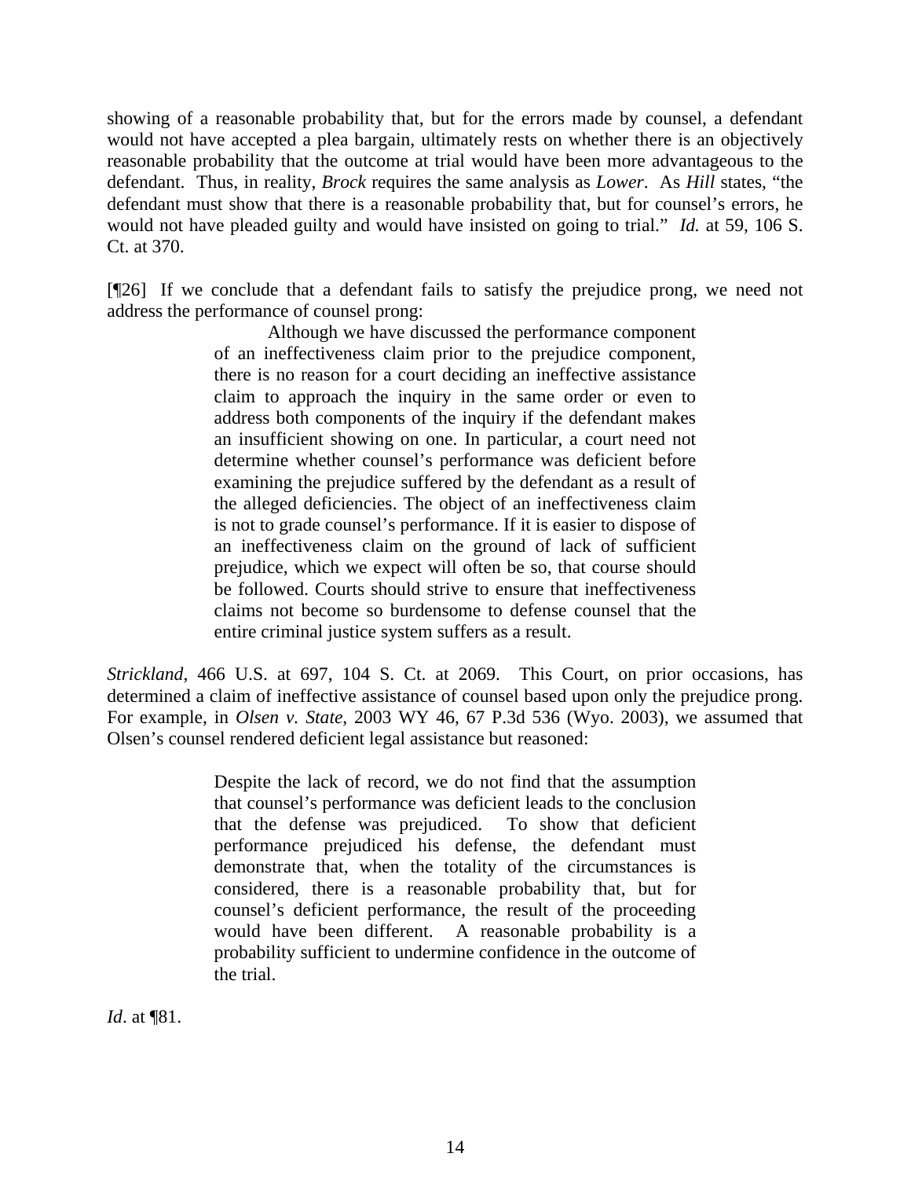showing of a reasonable probability that, but for the errors made by counsel, a defendant would not have accepted a plea bargain, ultimately rests on whether there is an objectively reasonable probability that the outcome at trial would have been more advantageous to the defendant. Thus, in reality, *Brock* requires the same analysis as *Lower*. As *Hill* states, "the defendant must show that there is a reasonable probability that, but for counsel's errors, he would not have pleaded guilty and would have insisted on going to trial." *Id.* at 59, 106 S. Ct. at 370.

[¶26] If we conclude that a defendant fails to satisfy the prejudice prong, we need not address the performance of counsel prong:

> Although we have discussed the performance component of an ineffectiveness claim prior to the prejudice component, there is no reason for a court deciding an ineffective assistance claim to approach the inquiry in the same order or even to address both components of the inquiry if the defendant makes an insufficient showing on one. In particular, a court need not determine whether counsel's performance was deficient before examining the prejudice suffered by the defendant as a result of the alleged deficiencies. The object of an ineffectiveness claim is not to grade counsel's performance. If it is easier to dispose of an ineffectiveness claim on the ground of lack of sufficient prejudice, which we expect will often be so, that course should be followed. Courts should strive to ensure that ineffectiveness claims not become so burdensome to defense counsel that the entire criminal justice system suffers as a result.

*Strickland*, 466 U.S. at 697, 104 S. Ct. at 2069. This Court, on prior occasions, has determined a claim of ineffective assistance of counsel based upon only the prejudice prong. For example, in *Olsen v. State*, 2003 WY 46, 67 P.3d 536 (Wyo. 2003), we assumed that Olsen's counsel rendered deficient legal assistance but reasoned:

> Despite the lack of record, we do not find that the assumption that counsel's performance was deficient leads to the conclusion that the defense was prejudiced. To show that deficient performance prejudiced his defense, the defendant must demonstrate that, when the totality of the circumstances is considered, there is a reasonable probability that, but for counsel's deficient performance, the result of the proceeding would have been different. A reasonable probability is a probability sufficient to undermine confidence in the outcome of the trial.

*Id*. at ¶81.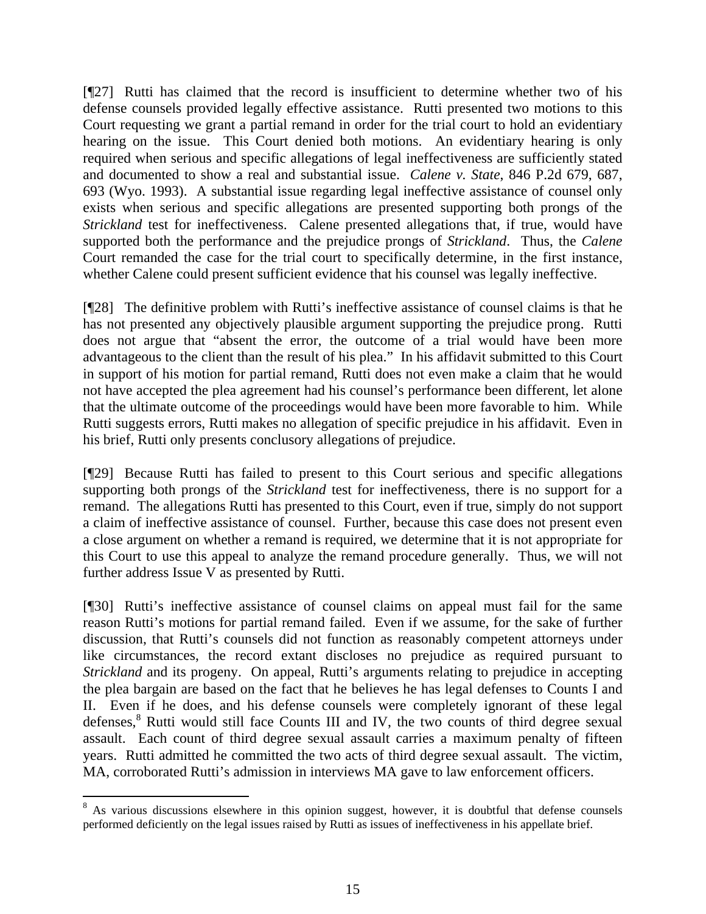[¶27] Rutti has claimed that the record is insufficient to determine whether two of his defense counsels provided legally effective assistance. Rutti presented two motions to this Court requesting we grant a partial remand in order for the trial court to hold an evidentiary hearing on the issue. This Court denied both motions. An evidentiary hearing is only required when serious and specific allegations of legal ineffectiveness are sufficiently stated and documented to show a real and substantial issue. *Calene v. State*, 846 P.2d 679, 687, 693 (Wyo. 1993). A substantial issue regarding legal ineffective assistance of counsel only exists when serious and specific allegations are presented supporting both prongs of the *Strickland* test for ineffectiveness. Calene presented allegations that, if true, would have supported both the performance and the prejudice prongs of *Strickland*. Thus, the *Calene* Court remanded the case for the trial court to specifically determine, in the first instance, whether Calene could present sufficient evidence that his counsel was legally ineffective.

[¶28] The definitive problem with Rutti's ineffective assistance of counsel claims is that he has not presented any objectively plausible argument supporting the prejudice prong. Rutti does not argue that "absent the error, the outcome of a trial would have been more advantageous to the client than the result of his plea." In his affidavit submitted to this Court in support of his motion for partial remand, Rutti does not even make a claim that he would not have accepted the plea agreement had his counsel's performance been different, let alone that the ultimate outcome of the proceedings would have been more favorable to him. While Rutti suggests errors, Rutti makes no allegation of specific prejudice in his affidavit. Even in his brief, Rutti only presents conclusory allegations of prejudice.

[¶29] Because Rutti has failed to present to this Court serious and specific allegations supporting both prongs of the *Strickland* test for ineffectiveness, there is no support for a remand. The allegations Rutti has presented to this Court, even if true, simply do not support a claim of ineffective assistance of counsel. Further, because this case does not present even a close argument on whether a remand is required, we determine that it is not appropriate for this Court to use this appeal to analyze the remand procedure generally. Thus, we will not further address Issue V as presented by Rutti.

[¶30] Rutti's ineffective assistance of counsel claims on appeal must fail for the same reason Rutti's motions for partial remand failed. Even if we assume, for the sake of further discussion, that Rutti's counsels did not function as reasonably competent attorneys under like circumstances, the record extant discloses no prejudice as required pursuant to *Strickland* and its progeny. On appeal, Rutti's arguments relating to prejudice in accepting the plea bargain are based on the fact that he believes he has legal defenses to Counts I and II. Even if he does, and his defense counsels were completely ignorant of these legal defenses,[8] Rutti would still face Counts III and IV, the two counts of third degree sexual assault. Each count of third degree sexual assault carries a maximum penalty of fifteen years. Rutti admitted he committed the two acts of third degree sexual assault. The victim, MA, corroborated Rutti's admission in interviews MA gave to law enforcement officers.

---

[8] As various discussions elsewhere in this opinion suggest, however, it is doubtful that defense counsels performed deficiently on the legal issues raised by Rutti as issues of ineffectiveness in his appellate brief.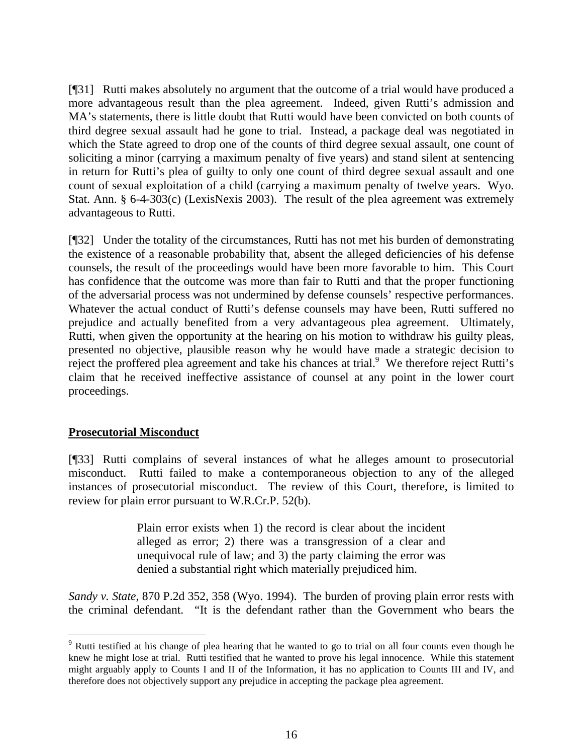[¶31] Rutti makes absolutely no argument that the outcome of a trial would have produced a more advantageous result than the plea agreement. Indeed, given Rutti's admission and MA's statements, there is little doubt that Rutti would have been convicted on both counts of third degree sexual assault had he gone to trial. Instead, a package deal was negotiated in which the State agreed to drop one of the counts of third degree sexual assault, one count of soliciting a minor (carrying a maximum penalty of five years) and stand silent at sentencing in return for Rutti's plea of guilty to only one count of third degree sexual assault and one count of sexual exploitation of a child (carrying a maximum penalty of twelve years. Wyo. Stat. Ann. § 6-4-303(c) (LexisNexis 2003). The result of the plea agreement was extremely advantageous to Rutti.

[¶32] Under the totality of the circumstances, Rutti has not met his burden of demonstrating the existence of a reasonable probability that, absent the alleged deficiencies of his defense counsels, the result of the proceedings would have been more favorable to him. This Court has confidence that the outcome was more than fair to Rutti and that the proper functioning of the adversarial process was not undermined by defense counsels' respective performances. Whatever the actual conduct of Rutti's defense counsels may have been, Rutti suffered no prejudice and actually benefited from a very advantageous plea agreement. Ultimately, Rutti, when given the opportunity at the hearing on his motion to withdraw his guilty pleas, presented no objective, plausible reason why he would have made a strategic decision to reject the proffered plea agreement and take his chances at trial.[9] We therefore reject Rutti's claim that he received ineffective assistance of counsel at any point in the lower court proceedings.

## Prosecutorial Misconduct

[¶33] Rutti complains of several instances of what he alleges amount to prosecutorial misconduct. Rutti failed to make a contemporaneous objection to any of the alleged instances of prosecutorial misconduct. The review of this Court, therefore, is limited to review for plain error pursuant to W.R.Cr.P. 52(b).

> Plain error exists when 1) the record is clear about the incident alleged as error; 2) there was a transgression of a clear and unequivocal rule of law; and 3) the party claiming the error was denied a substantial right which materially prejudiced him.

*Sandy v. State*, 870 P.2d 352, 358 (Wyo. 1994). The burden of proving plain error rests with the criminal defendant. "It is the defendant rather than the Government who bears the

---

[9] Rutti testified at his change of plea hearing that he wanted to go to trial on all four counts even though he knew he might lose at trial. Rutti testified that he wanted to prove his legal innocence. While this statement might arguably apply to Counts I and II of the Information, it has no application to Counts III and IV, and therefore does not objectively support any prejudice in accepting the package plea agreement.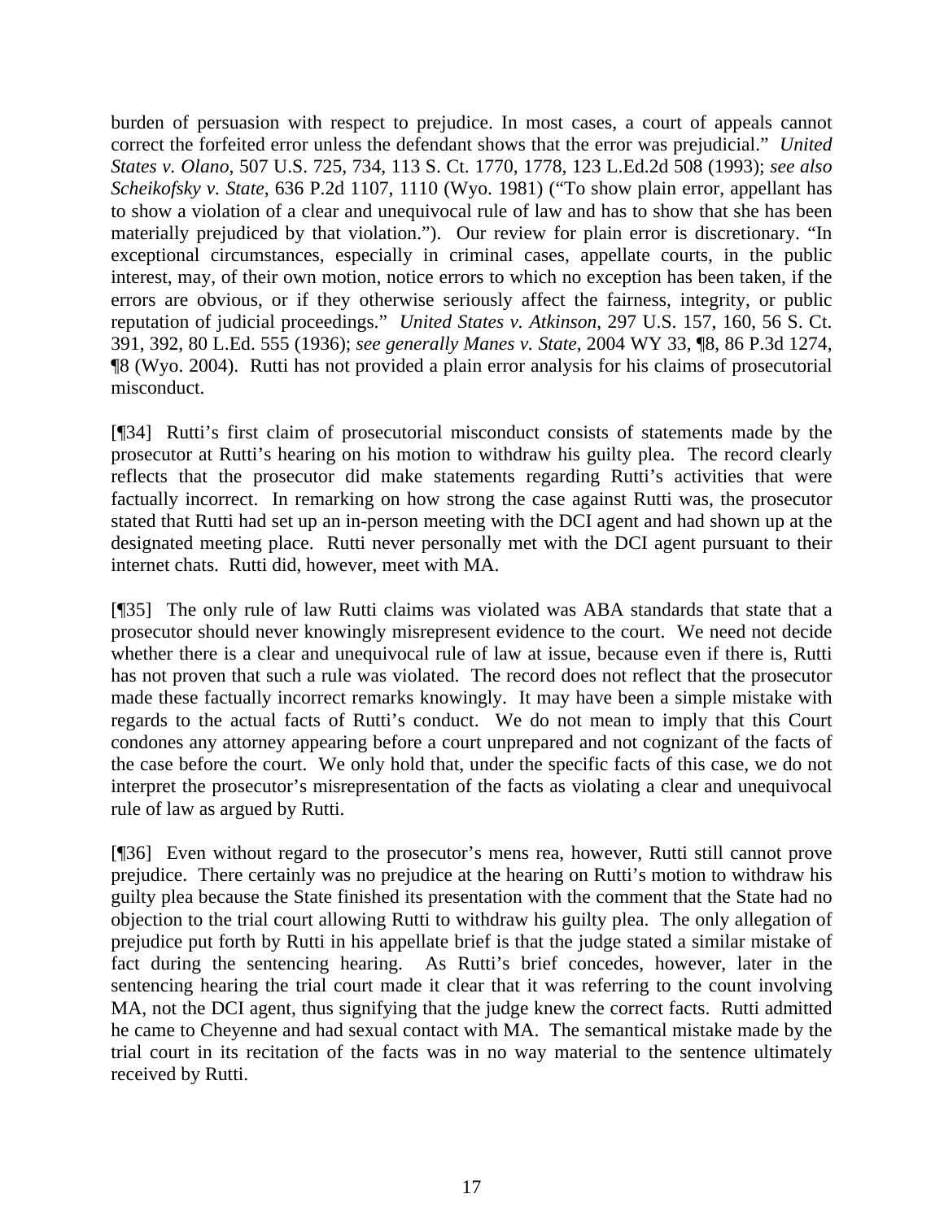burden of persuasion with respect to prejudice. In most cases, a court of appeals cannot correct the forfeited error unless the defendant shows that the error was prejudicial." *United States v. Olano*, 507 U.S. 725, 734, 113 S. Ct. 1770, 1778, 123 L.Ed.2d 508 (1993); *see also Scheikofsky v. State*, 636 P.2d 1107, 1110 (Wyo. 1981) ("To show plain error, appellant has to show a violation of a clear and unequivocal rule of law and has to show that she has been materially prejudiced by that violation."). Our review for plain error is discretionary. "In exceptional circumstances, especially in criminal cases, appellate courts, in the public interest, may, of their own motion, notice errors to which no exception has been taken, if the errors are obvious, or if they otherwise seriously affect the fairness, integrity, or public reputation of judicial proceedings." *United States v. Atkinson*, 297 U.S. 157, 160, 56 S. Ct. 391, 392, 80 L.Ed. 555 (1936); *see generally Manes v. State*, 2004 WY 33, ¶8, 86 P.3d 1274, ¶8 (Wyo. 2004). Rutti has not provided a plain error analysis for his claims of prosecutorial misconduct.

[¶34] Rutti's first claim of prosecutorial misconduct consists of statements made by the prosecutor at Rutti's hearing on his motion to withdraw his guilty plea. The record clearly reflects that the prosecutor did make statements regarding Rutti's activities that were factually incorrect. In remarking on how strong the case against Rutti was, the prosecutor stated that Rutti had set up an in-person meeting with the DCI agent and had shown up at the designated meeting place. Rutti never personally met with the DCI agent pursuant to their internet chats. Rutti did, however, meet with MA.

[¶35] The only rule of law Rutti claims was violated was ABA standards that state that a prosecutor should never knowingly misrepresent evidence to the court. We need not decide whether there is a clear and unequivocal rule of law at issue, because even if there is, Rutti has not proven that such a rule was violated. The record does not reflect that the prosecutor made these factually incorrect remarks knowingly. It may have been a simple mistake with regards to the actual facts of Rutti's conduct. We do not mean to imply that this Court condones any attorney appearing before a court unprepared and not cognizant of the facts of the case before the court. We only hold that, under the specific facts of this case, we do not interpret the prosecutor's misrepresentation of the facts as violating a clear and unequivocal rule of law as argued by Rutti.

[¶36] Even without regard to the prosecutor's mens rea, however, Rutti still cannot prove prejudice. There certainly was no prejudice at the hearing on Rutti's motion to withdraw his guilty plea because the State finished its presentation with the comment that the State had no objection to the trial court allowing Rutti to withdraw his guilty plea. The only allegation of prejudice put forth by Rutti in his appellate brief is that the judge stated a similar mistake of fact during the sentencing hearing. As Rutti's brief concedes, however, later in the sentencing hearing the trial court made it clear that it was referring to the count involving MA, not the DCI agent, thus signifying that the judge knew the correct facts. Rutti admitted he came to Cheyenne and had sexual contact with MA. The semantical mistake made by the trial court in its recitation of the facts was in no way material to the sentence ultimately received by Rutti.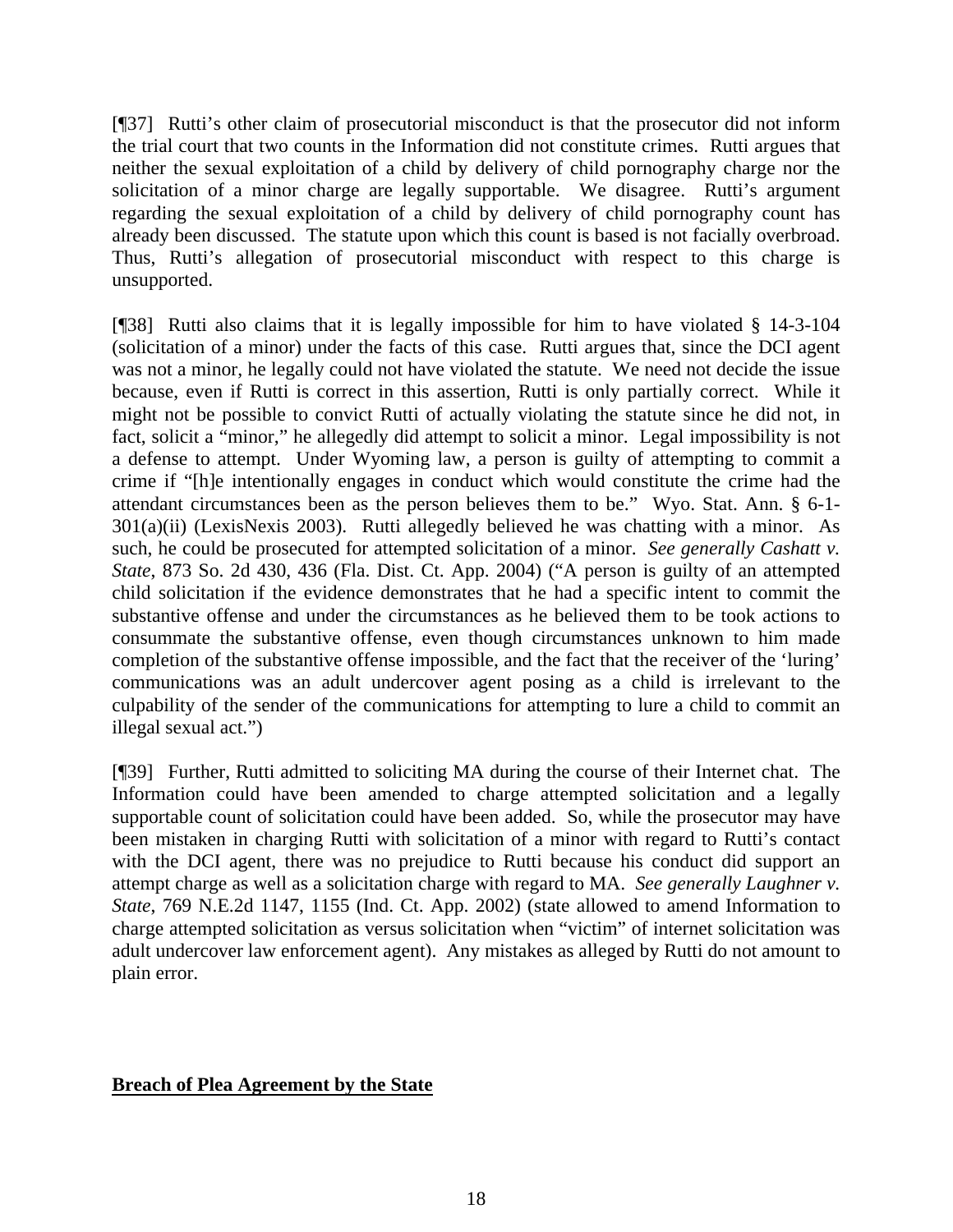[¶37] Rutti's other claim of prosecutorial misconduct is that the prosecutor did not inform the trial court that two counts in the Information did not constitute crimes. Rutti argues that neither the sexual exploitation of a child by delivery of child pornography charge nor the solicitation of a minor charge are legally supportable. We disagree. Rutti's argument regarding the sexual exploitation of a child by delivery of child pornography count has already been discussed. The statute upon which this count is based is not facially overbroad. Thus, Rutti's allegation of prosecutorial misconduct with respect to this charge is unsupported.

[¶38] Rutti also claims that it is legally impossible for him to have violated § 14-3-104 (solicitation of a minor) under the facts of this case. Rutti argues that, since the DCI agent was not a minor, he legally could not have violated the statute. We need not decide the issue because, even if Rutti is correct in this assertion, Rutti is only partially correct. While it might not be possible to convict Rutti of actually violating the statute since he did not, in fact, solicit a "minor," he allegedly did attempt to solicit a minor. Legal impossibility is not a defense to attempt. Under Wyoming law, a person is guilty of attempting to commit a crime if "[h]e intentionally engages in conduct which would constitute the crime had the attendant circumstances been as the person believes them to be." Wyo. Stat. Ann. § 6-1-301(a)(ii) (LexisNexis 2003). Rutti allegedly believed he was chatting with a minor. As such, he could be prosecuted for attempted solicitation of a minor. *See generally Cashatt v. State*, 873 So. 2d 430, 436 (Fla. Dist. Ct. App. 2004) ("A person is guilty of an attempted child solicitation if the evidence demonstrates that he had a specific intent to commit the substantive offense and under the circumstances as he believed them to be took actions to consummate the substantive offense, even though circumstances unknown to him made completion of the substantive offense impossible, and the fact that the receiver of the 'luring' communications was an adult undercover agent posing as a child is irrelevant to the culpability of the sender of the communications for attempting to lure a child to commit an illegal sexual act.")

[¶39] Further, Rutti admitted to soliciting MA during the course of their Internet chat. The Information could have been amended to charge attempted solicitation and a legally supportable count of solicitation could have been added. So, while the prosecutor may have been mistaken in charging Rutti with solicitation of a minor with regard to Rutti's contact with the DCI agent, there was no prejudice to Rutti because his conduct did support an attempt charge as well as a solicitation charge with regard to MA. *See generally Laughner v. State*, 769 N.E.2d 1147, 1155 (Ind. Ct. App. 2002) (state allowed to amend Information to charge attempted solicitation as versus solicitation when "victim" of internet solicitation was adult undercover law enforcement agent). Any mistakes as alleged by Rutti do not amount to plain error.

**Breach of Plea Agreement by the State**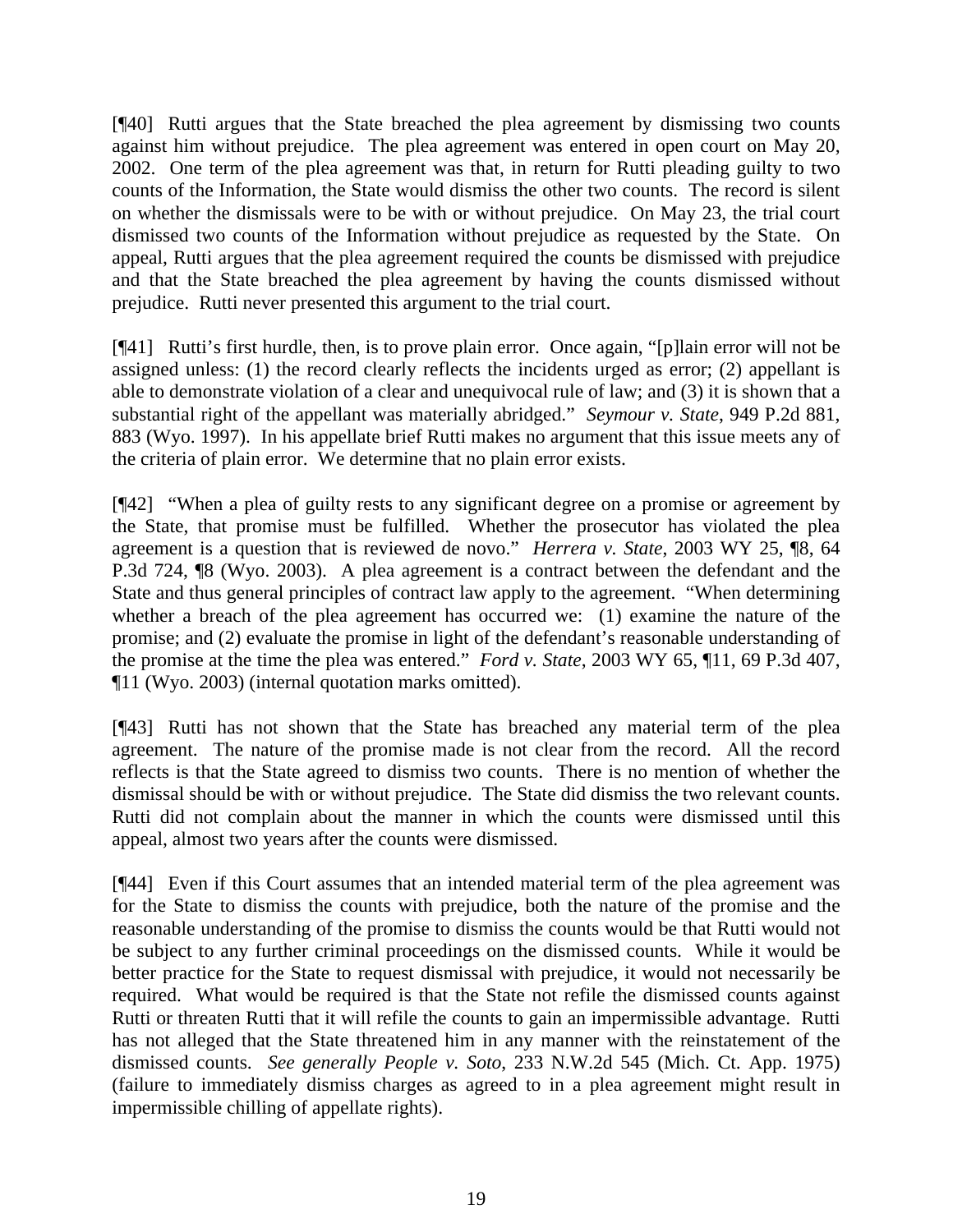[¶40] Rutti argues that the State breached the plea agreement by dismissing two counts against him without prejudice. The plea agreement was entered in open court on May 20, 2002. One term of the plea agreement was that, in return for Rutti pleading guilty to two counts of the Information, the State would dismiss the other two counts. The record is silent on whether the dismissals were to be with or without prejudice. On May 23, the trial court dismissed two counts of the Information without prejudice as requested by the State. On appeal, Rutti argues that the plea agreement required the counts be dismissed with prejudice and that the State breached the plea agreement by having the counts dismissed without prejudice. Rutti never presented this argument to the trial court.

[¶41] Rutti's first hurdle, then, is to prove plain error. Once again, "[p]lain error will not be assigned unless: (1) the record clearly reflects the incidents urged as error; (2) appellant is able to demonstrate violation of a clear and unequivocal rule of law; and (3) it is shown that a substantial right of the appellant was materially abridged." *Seymour v. State*, 949 P.2d 881, 883 (Wyo. 1997). In his appellate brief Rutti makes no argument that this issue meets any of the criteria of plain error. We determine that no plain error exists.

[¶42] "When a plea of guilty rests to any significant degree on a promise or agreement by the State, that promise must be fulfilled. Whether the prosecutor has violated the plea agreement is a question that is reviewed de novo." *Herrera v. State*, 2003 WY 25, ¶8, 64 P.3d 724, ¶8 (Wyo. 2003). A plea agreement is a contract between the defendant and the State and thus general principles of contract law apply to the agreement. "When determining whether a breach of the plea agreement has occurred we: (1) examine the nature of the promise; and (2) evaluate the promise in light of the defendant's reasonable understanding of the promise at the time the plea was entered." *Ford v. State*, 2003 WY 65, ¶11, 69 P.3d 407, ¶11 (Wyo. 2003) (internal quotation marks omitted).

[¶43] Rutti has not shown that the State has breached any material term of the plea agreement. The nature of the promise made is not clear from the record. All the record reflects is that the State agreed to dismiss two counts. There is no mention of whether the dismissal should be with or without prejudice. The State did dismiss the two relevant counts. Rutti did not complain about the manner in which the counts were dismissed until this appeal, almost two years after the counts were dismissed.

[¶44] Even if this Court assumes that an intended material term of the plea agreement was for the State to dismiss the counts with prejudice, both the nature of the promise and the reasonable understanding of the promise to dismiss the counts would be that Rutti would not be subject to any further criminal proceedings on the dismissed counts. While it would be better practice for the State to request dismissal with prejudice, it would not necessarily be required. What would be required is that the State not refile the dismissed counts against Rutti or threaten Rutti that it will refile the counts to gain an impermissible advantage. Rutti has not alleged that the State threatened him in any manner with the reinstatement of the dismissed counts. *See generally People v. Soto*, 233 N.W.2d 545 (Mich. Ct. App. 1975) (failure to immediately dismiss charges as agreed to in a plea agreement might result in impermissible chilling of appellate rights).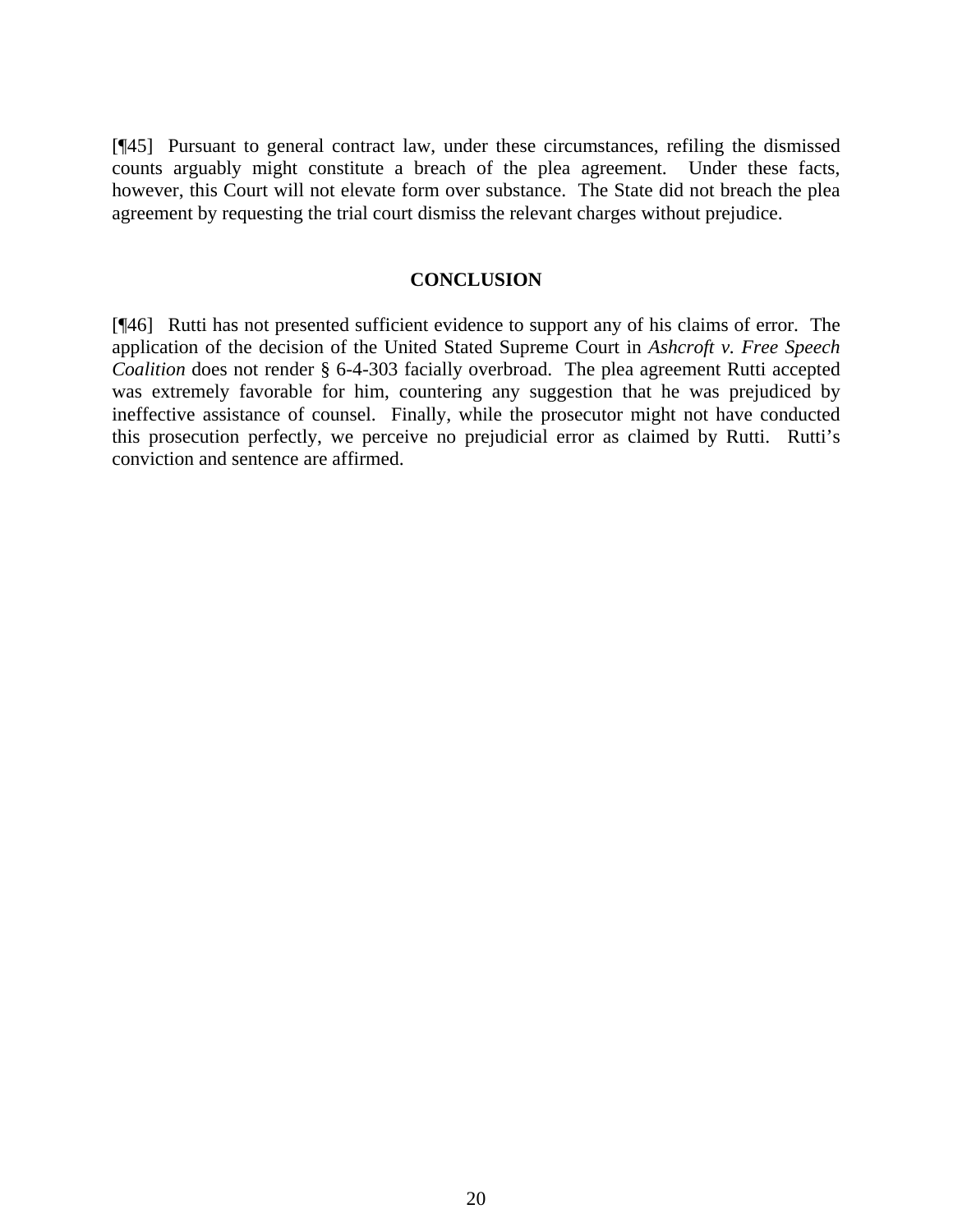[¶45] Pursuant to general contract law, under these circumstances, refiling the dismissed counts arguably might constitute a breach of the plea agreement. Under these facts, however, this Court will not elevate form over substance. The State did not breach the plea agreement by requesting the trial court dismiss the relevant charges without prejudice.

## CONCLUSION

[¶46] Rutti has not presented sufficient evidence to support any of his claims of error. The application of the decision of the United Stated Supreme Court in *Ashcroft v. Free Speech Coalition* does not render § 6-4-303 facially overbroad. The plea agreement Rutti accepted was extremely favorable for him, countering any suggestion that he was prejudiced by ineffective assistance of counsel. Finally, while the prosecutor might not have conducted this prosecution perfectly, we perceive no prejudicial error as claimed by Rutti. Rutti's conviction and sentence are affirmed.